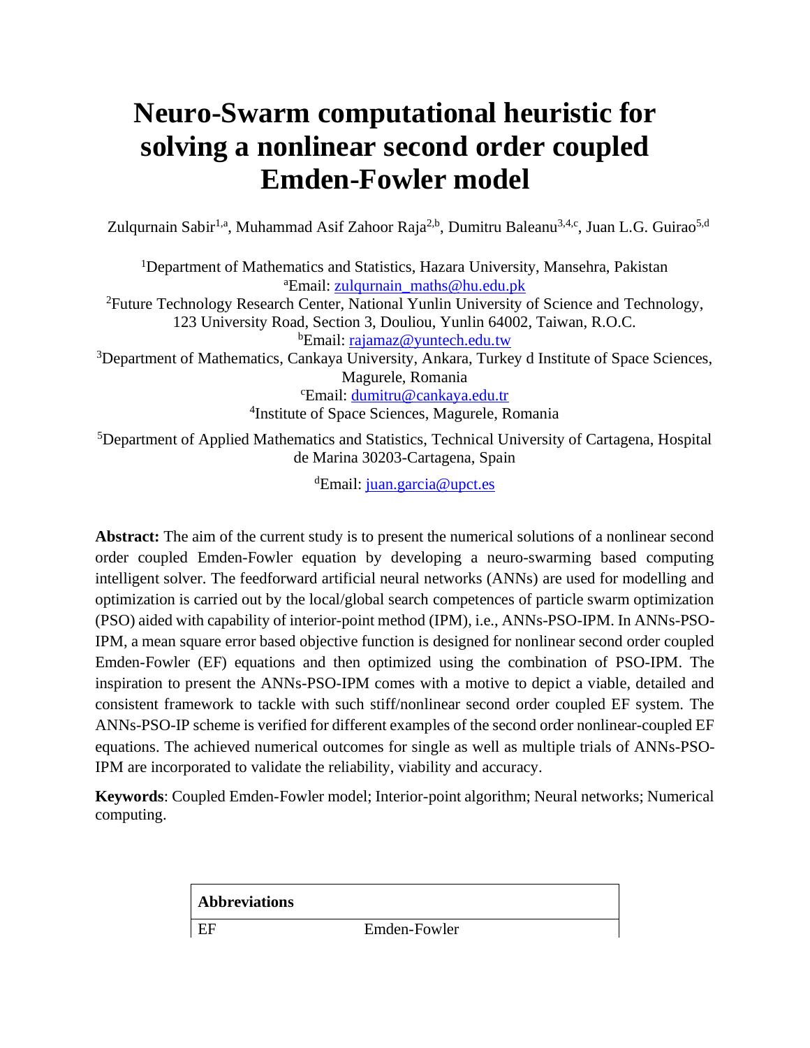# Neuro-Swarm computational heuristic for solving a nonlinear second order coupled Emden-Fowler model

Zulqurnain Sabir[1,a], Muhammad Asif Zahoor Raja[2,b], Dumitru Baleanu[3,4,c], Juan L.G. Guirao[5,d]

[1]Department of Mathematics and Statistics, Hazara University, Mansehra, Pakistan
[a]Email: zulqurnain_maths@hu.edu.pk
[2]Future Technology Research Center, National Yunlin University of Science and Technology, 123 University Road, Section 3, Douliou, Yunlin 64002, Taiwan, R.O.C.
[b]Email: rajamaz@yuntech.edu.tw
[3]Department of Mathematics, Cankaya University, Ankara, Turkey d Institute of Space Sciences, Magurele, Romania
[c]Email: dumitru@cankaya.edu.tr
[4]Institute of Space Sciences, Magurele, Romania
[5]Department of Applied Mathematics and Statistics, Technical University of Cartagena, Hospital de Marina 30203-Cartagena, Spain
[d]Email: juan.garcia@upct.es

**Abstract:** The aim of the current study is to present the numerical solutions of a nonlinear second order coupled Emden-Fowler equation by developing a neuro-swarming based computing intelligent solver. The feedforward artificial neural networks (ANNs) are used for modelling and optimization is carried out by the local/global search competences of particle swarm optimization (PSO) aided with capability of interior-point method (IPM), i.e., ANNs-PSO-IPM. In ANNs-PSO-IPM, a mean square error based objective function is designed for nonlinear second order coupled Emden-Fowler (EF) equations and then optimized using the combination of PSO-IPM. The inspiration to present the ANNs-PSO-IPM comes with a motive to depict a viable, detailed and consistent framework to tackle with such stiff/nonlinear second order coupled EF system. The ANNs-PSO-IP scheme is verified for different examples of the second order nonlinear-coupled EF equations. The achieved numerical outcomes for single as well as multiple trials of ANNs-PSO-IPM are incorporated to validate the reliability, viability and accuracy.

**Keywords**: Coupled Emden-Fowler model; Interior-point algorithm; Neural networks; Numerical computing.

| **Abbreviations** | |
|---|---|
| EF | Emden-Fowler |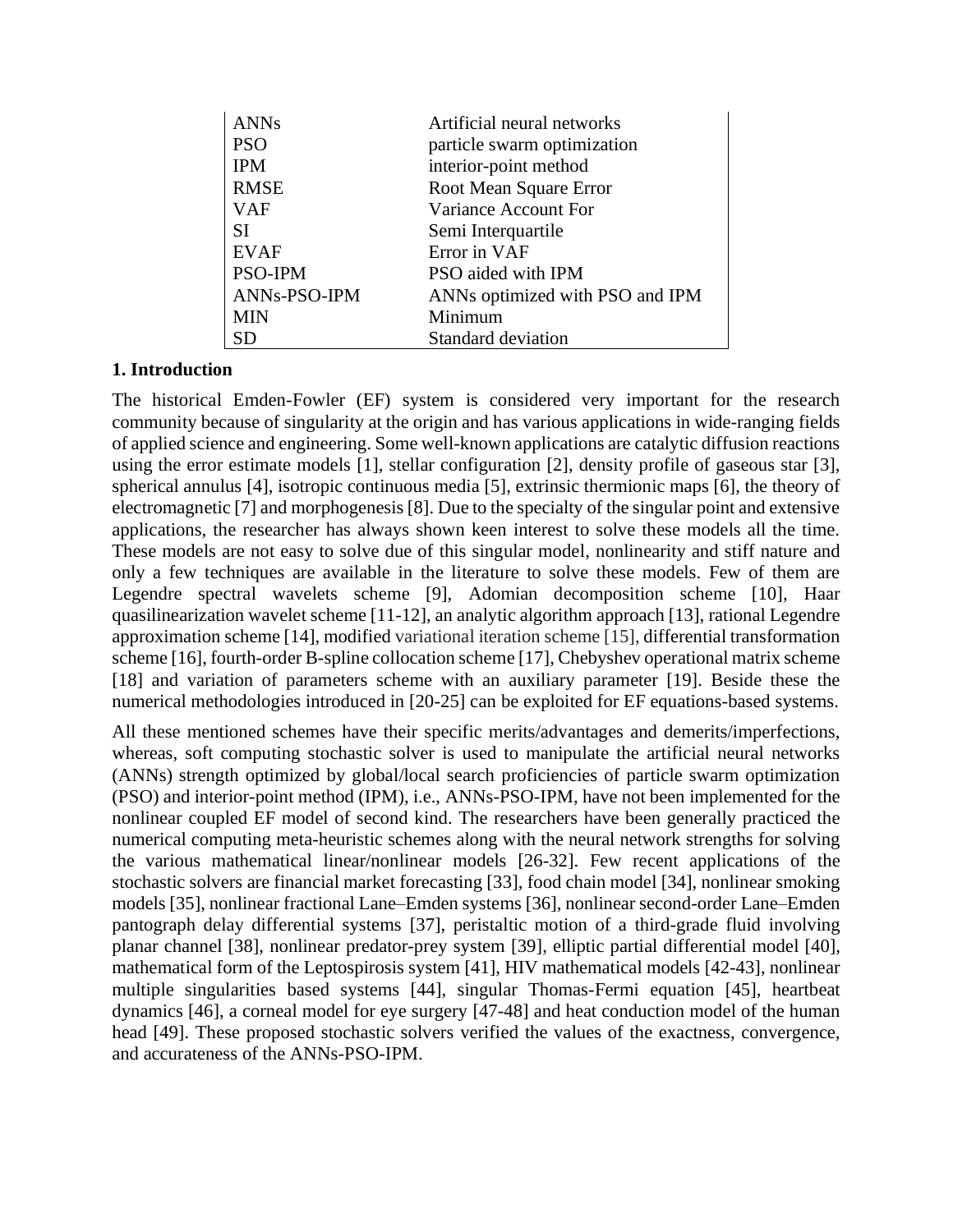| | |
|---|---|
| ANNs | Artificial neural networks |
| PSO | particle swarm optimization |
| IPM | interior-point method |
| RMSE | Root Mean Square Error |
| VAF | Variance Account For |
| SI | Semi Interquartile |
| EVAF | Error in VAF |
| PSO-IPM | PSO aided with IPM |
| ANNs-PSO-IPM | ANNs optimized with PSO and IPM |
| MIN | Minimum |
| SD | Standard deviation |

## 1. Introduction

The historical Emden-Fowler (EF) system is considered very important for the research community because of singularity at the origin and has various applications in wide-ranging fields of applied science and engineering. Some well-known applications are catalytic diffusion reactions using the error estimate models [1], stellar configuration [2], density profile of gaseous star [3], spherical annulus [4], isotropic continuous media [5], extrinsic thermionic maps [6], the theory of electromagnetic [7] and morphogenesis [8]. Due to the specialty of the singular point and extensive applications, the researcher has always shown keen interest to solve these models all the time. These models are not easy to solve due of this singular model, nonlinearity and stiff nature and only a few techniques are available in the literature to solve these models. Few of them are Legendre spectral wavelets scheme [9], Adomian decomposition scheme [10], Haar quasilinearization wavelet scheme [11-12], an analytic algorithm approach [13], rational Legendre approximation scheme [14], modified variational iteration scheme [15], differential transformation scheme [16], fourth-order B-spline collocation scheme [17], Chebyshev operational matrix scheme [18] and variation of parameters scheme with an auxiliary parameter [19]. Beside these the numerical methodologies introduced in [20-25] can be exploited for EF equations-based systems.

All these mentioned schemes have their specific merits/advantages and demerits/imperfections, whereas, soft computing stochastic solver is used to manipulate the artificial neural networks (ANNs) strength optimized by global/local search proficiencies of particle swarm optimization (PSO) and interior-point method (IPM), i.e., ANNs-PSO-IPM, have not been implemented for the nonlinear coupled EF model of second kind. The researchers have been generally practiced the numerical computing meta-heuristic schemes along with the neural network strengths for solving the various mathematical linear/nonlinear models [26-32]. Few recent applications of the stochastic solvers are financial market forecasting [33], food chain model [34], nonlinear smoking models [35], nonlinear fractional Lane–Emden systems [36], nonlinear second-order Lane–Emden pantograph delay differential systems [37], peristaltic motion of a third-grade fluid involving planar channel [38], nonlinear predator-prey system [39], elliptic partial differential model [40], mathematical form of the Leptospirosis system [41], HIV mathematical models [42-43], nonlinear multiple singularities based systems [44], singular Thomas-Fermi equation [45], heartbeat dynamics [46], a corneal model for eye surgery [47-48] and heat conduction model of the human head [49]. These proposed stochastic solvers verified the values of the exactness, convergence, and accurateness of the ANNs-PSO-IPM.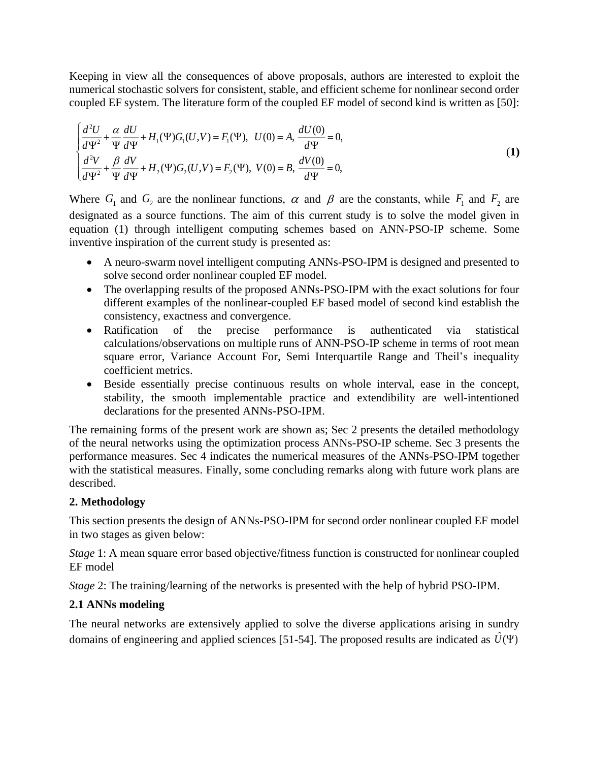Keeping in view all the consequences of above proposals, authors are interested to exploit the numerical stochastic solvers for consistent, stable, and efficient scheme for nonlinear second order coupled EF system. The literature form of the coupled EF model of second kind is written as [50]:

$$
\begin{cases}
\dfrac{d^2U}{d\Psi^2} + \dfrac{\alpha}{\Psi}\dfrac{dU}{d\Psi} + H_1(\Psi)G_1(U,V) = F_1(\Psi), \;\; U(0) = A, \; \dfrac{dU(0)}{d\Psi} = 0, \\
\dfrac{d^2V}{d\Psi^2} + \dfrac{\beta}{\Psi}\dfrac{dV}{d\Psi} + H_2(\Psi)G_2(U,V) = F_2(\Psi), \;\; V(0) = B, \; \dfrac{dV(0)}{d\Psi} = 0,
\end{cases}
\tag{1}
$$

Where $G_1$ and $G_2$ are the nonlinear functions, $\alpha$ and $\beta$ are the constants, while $F_1$ and $F_2$ are designated as a source functions. The aim of this current study is to solve the model given in equation (1) through intelligent computing schemes based on ANN-PSO-IP scheme. Some inventive inspiration of the current study is presented as:

- A neuro-swarm novel intelligent computing ANNs-PSO-IPM is designed and presented to solve second order nonlinear coupled EF model.
- The overlapping results of the proposed ANNs-PSO-IPM with the exact solutions for four different examples of the nonlinear-coupled EF based model of second kind establish the consistency, exactness and convergence.
- Ratification of the precise performance is authenticated via statistical calculations/observations on multiple runs of ANN-PSO-IP scheme in terms of root mean square error, Variance Account For, Semi Interquartile Range and Theil's inequality coefficient metrics.
- Beside essentially precise continuous results on whole interval, ease in the concept, stability, the smooth implementable practice and extendibility are well-intentioned declarations for the presented ANNs-PSO-IPM.

The remaining forms of the present work are shown as; Sec 2 presents the detailed methodology of the neural networks using the optimization process ANNs-PSO-IP scheme. Sec 3 presents the performance measures. Sec 4 indicates the numerical measures of the ANNs-PSO-IPM together with the statistical measures. Finally, some concluding remarks along with future work plans are described.

## 2. Methodology

This section presents the design of ANNs-PSO-IPM for second order nonlinear coupled EF model in two stages as given below:

*Stage* 1: A mean square error based objective/fitness function is constructed for nonlinear coupled EF model

*Stage* 2: The training/learning of the networks is presented with the help of hybrid PSO-IPM.

### 2.1 ANNs modeling

The neural networks are extensively applied to solve the diverse applications arising in sundry domains of engineering and applied sciences [51-54]. The proposed results are indicated as $\hat{U}(\Psi)$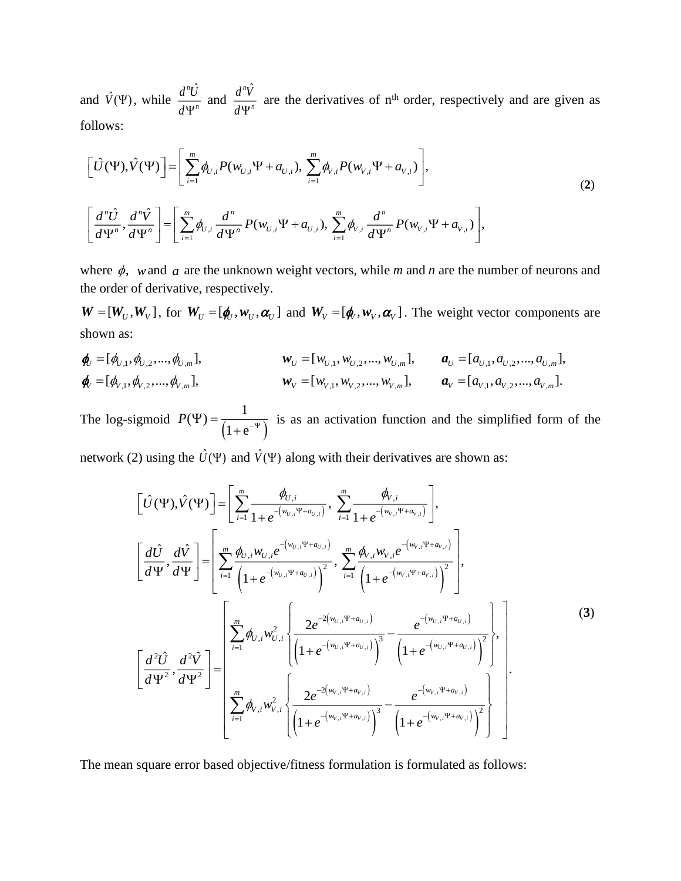and $\hat{V}(\Psi)$, while $\frac{d^n\hat{U}}{d\Psi^n}$ and $\frac{d^n\hat{V}}{d\Psi^n}$ are the derivatives of n<sup>th</sup> order, respectively and are given as follows:

$$
\begin{aligned}
\left[\hat{U}(\Psi), \hat{V}(\Psi)\right] &= \left[\sum_{i=1}^{m} \phi_{U,i} P(w_{U,i}\Psi + a_{U,i}),\ \sum_{i=1}^{m} \phi_{V,i} P(w_{V,i}\Psi + a_{V,i})\right], \\
\left[\frac{d^n\hat{U}}{d\Psi^n}, \frac{d^n\hat{V}}{d\Psi^n}\right] &= \left[\sum_{i=1}^{m} \phi_{U,i} \frac{d^n}{d\Psi^n} P(w_{U,i}\Psi + a_{U,i}),\ \sum_{i=1}^{m} \phi_{V,i} \frac{d^n}{d\Psi^n} P(w_{V,i}\Psi + a_{V,i})\right],
\end{aligned}
\tag{2}
$$

where $\phi$, $w$ and $a$ are the unknown weight vectors, while *m* and *n* are the number of neurons and the order of derivative, respectively.

$\boldsymbol{W} = [\boldsymbol{W}_U, \boldsymbol{W}_V]$, for $\boldsymbol{W}_U = [\boldsymbol{\phi}_U, \boldsymbol{w}_U, \boldsymbol{\alpha}_U]$ and $\boldsymbol{W}_V = [\boldsymbol{\phi}_V, \boldsymbol{w}_V, \boldsymbol{\alpha}_V]$. The weight vector components are shown as:

$$
\begin{aligned}
\boldsymbol{\phi}_U &= [\phi_{U,1}, \phi_{U,2}, ..., \phi_{U,m}], \qquad & \boldsymbol{w}_U &= [w_{U,1}, w_{U,2}, ..., w_{U,m}], \qquad & \boldsymbol{a}_U &= [a_{U,1}, a_{U,2}, ..., a_{U,m}], \\
\boldsymbol{\phi}_V &= [\phi_{V,1}, \phi_{V,2}, ..., \phi_{V,m}], \qquad & \boldsymbol{w}_V &= [w_{V,1}, w_{V,2}, ..., w_{V,m}], \qquad & \boldsymbol{a}_V &= [a_{V,1}, a_{V,2}, ..., a_{V,m}].
\end{aligned}
$$

The log-sigmoid $P(\Psi) = \frac{1}{\left(1+\mathrm{e}^{-\Psi}\right)}$ is as an activation function and the simplified form of the network (2) using the $\hat{U}(\Psi)$ and $\hat{V}(\Psi)$ along with their derivatives are shown as:

$$
\begin{aligned}
\left[\hat{U}(\Psi), \hat{V}(\Psi)\right] &= \left[\sum_{i=1}^{m} \frac{\phi_{U,i}}{1+e^{-\left(w_{U,i}\Psi + a_{U,i}\right)}},\ \sum_{i=1}^{m} \frac{\phi_{V,i}}{1+e^{-\left(w_{V,i}\Psi + a_{V,i}\right)}}\right], \\
\left[\frac{d\hat{U}}{d\Psi}, \frac{d\hat{V}}{d\Psi}\right] &= \left[\sum_{i=1}^{m} \frac{\phi_{U,i} w_{U,i} e^{-\left(w_{U,i}\Psi + a_{U,i}\right)}}{\left(1+e^{-\left(w_{U,i}\Psi + a_{U,i}\right)}\right)^2},\ \sum_{i=1}^{m} \frac{\phi_{V,i} w_{V,i} e^{-\left(w_{V,i}\Psi + a_{V,i}\right)}}{\left(1+e^{-\left(w_{V,i}\Psi + a_{V,i}\right)}\right)^2}\right], \\
\left[\frac{d^2\hat{U}}{d\Psi^2}, \frac{d^2\hat{V}}{d\Psi^2}\right] &= \left[\begin{array}{l}
\displaystyle\sum_{i=1}^{m} \phi_{U,i} w_{U,i}^2 \left\{\frac{2e^{-2\left(w_{U,i}\Psi + a_{U,i}\right)}}{\left(1+e^{-\left(w_{U,i}\Psi + a_{U,i}\right)}\right)^3} - \frac{e^{-\left(w_{U,i}\Psi + a_{U,i}\right)}}{\left(1+e^{-\left(w_{U,i}\Psi + a_{U,i}\right)}\right)^2}\right\}, \\
\displaystyle\sum_{i=1}^{m} \phi_{V,i} w_{V,i}^2 \left\{\frac{2e^{-2\left(w_{V,i}\Psi + a_{V,i}\right)}}{\left(1+e^{-\left(w_{V,i}\Psi + a_{V,i}\right)}\right)^3} - \frac{e^{-\left(w_{V,i}\Psi + a_{V,i}\right)}}{\left(1+e^{-\left(w_{V,i}\Psi + a_{V,i}\right)}\right)^2}\right\}
\end{array}\right].
\end{aligned}
\tag{3}
$$

The mean square error based objective/fitness formulation is formulated as follows: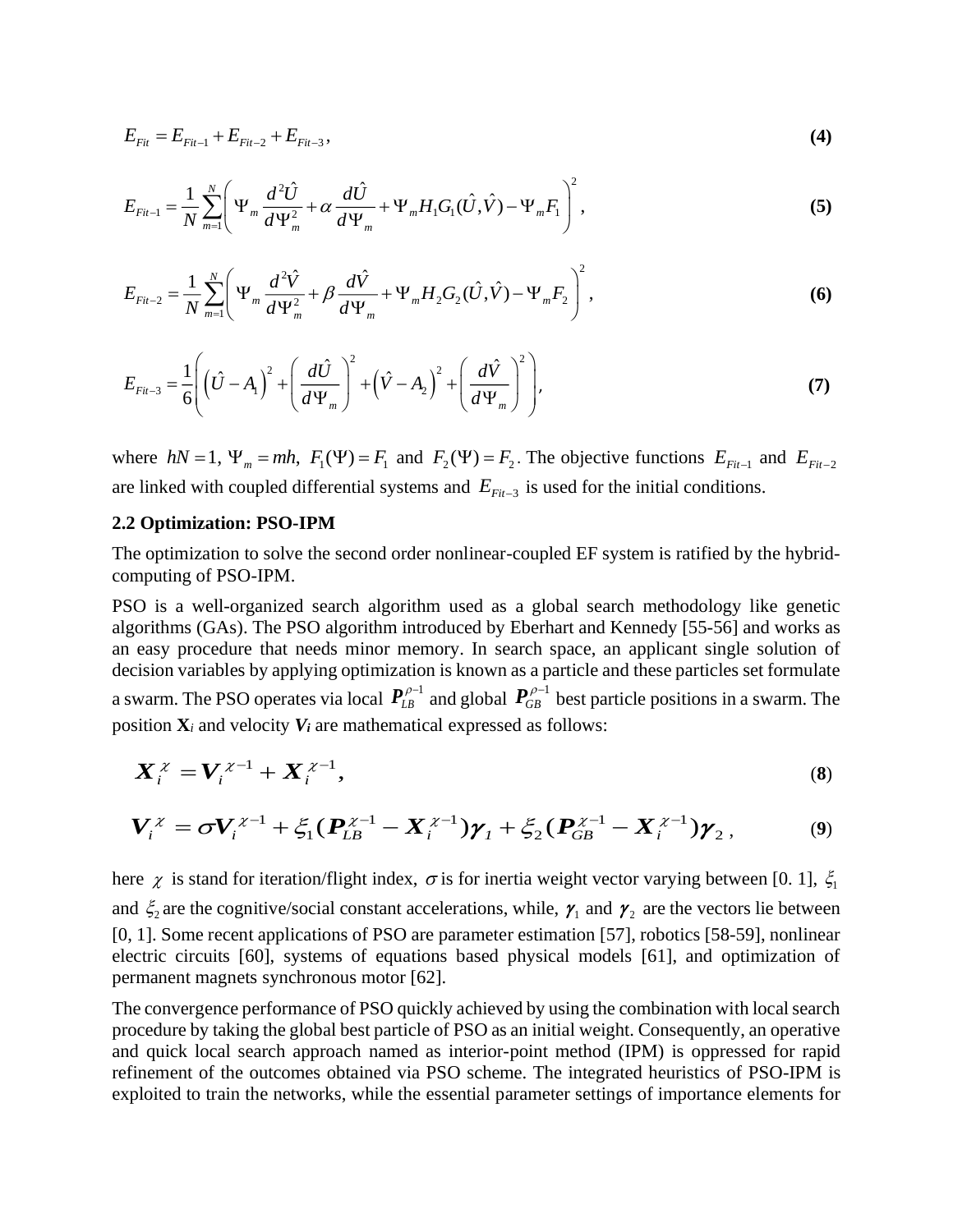$$E_{Fit} = E_{Fit-1} + E_{Fit-2} + E_{Fit-3}, \tag{4}$$

$$E_{Fit-1} = \frac{1}{N}\sum_{m=1}^{N}\left( \Psi_m \frac{d^2\hat{U}}{d\Psi_m^2} + \alpha \frac{d\hat{U}}{d\Psi_m} + \Psi_m H_1 G_1(\hat{U},\hat{V}) - \Psi_m F_1 \right)^2, \tag{5}$$

$$E_{Fit-2} = \frac{1}{N}\sum_{m=1}^{N}\left( \Psi_m \frac{d^2\hat{V}}{d\Psi_m^2} + \beta \frac{d\hat{V}}{d\Psi_m} + \Psi_m H_2 G_2(\hat{U},\hat{V}) - \Psi_m F_2 \right)^2, \tag{6}$$

$$E_{Fit-3} = \frac{1}{6}\left( \left(\hat{U} - A_1\right)^2 + \left(\frac{d\hat{U}}{d\Psi_m}\right)^2 + \left(\hat{V} - A_2\right)^2 + \left(\frac{d\hat{V}}{d\Psi_m}\right)^2 \right), \tag{7}$$

where $hN = 1$, $\Psi_m = mh$, $F_1(\Psi) = F_1$ and $F_2(\Psi) = F_2$. The objective functions $E_{Fit-1}$ and $E_{Fit-2}$ are linked with coupled differential systems and $E_{Fit-3}$ is used for the initial conditions.

## 2.2 Optimization: PSO-IPM

The optimization to solve the second order nonlinear-coupled EF system is ratified by the hybrid-computing of PSO-IPM.

PSO is a well-organized search algorithm used as a global search methodology like genetic algorithms (GAs). The PSO algorithm introduced by Eberhart and Kennedy [55-56] and works as an easy procedure that needs minor memory. In search space, an applicant single solution of decision variables by applying optimization is known as a particle and these particles set formulate a swarm. The PSO operates via local $\boldsymbol{P}_{LB}^{\rho-1}$ and global $\boldsymbol{P}_{GB}^{\rho-1}$ best particle positions in a swarm. The position $\mathbf{X}_i$ and velocity $\boldsymbol{V}_i$ are mathematical expressed as follows:

$$\boldsymbol{X}_i^{\chi} = \boldsymbol{V}_i^{\chi-1} + \boldsymbol{X}_i^{\chi-1}, \tag{8}$$

$$\boldsymbol{V}_i^{\chi} = \sigma \boldsymbol{V}_i^{\chi-1} + \xi_1(\boldsymbol{P}_{LB}^{\chi-1} - \boldsymbol{X}_i^{\chi-1})\boldsymbol{\gamma}_1 + \xi_2(\boldsymbol{P}_{GB}^{\chi-1} - \boldsymbol{X}_i^{\chi-1})\boldsymbol{\gamma}_2, \tag{9}$$

here $\chi$ is stand for iteration/flight index, $\sigma$ is for inertia weight vector varying between [0. 1], $\xi_1$ and $\xi_2$ are the cognitive/social constant accelerations, while, $\boldsymbol{\gamma}_1$ and $\boldsymbol{\gamma}_2$ are the vectors lie between [0, 1]. Some recent applications of PSO are parameter estimation [57], robotics [58-59], nonlinear electric circuits [60], systems of equations based physical models [61], and optimization of permanent magnets synchronous motor [62].

The convergence performance of PSO quickly achieved by using the combination with local search procedure by taking the global best particle of PSO as an initial weight. Consequently, an operative and quick local search approach named as interior-point method (IPM) is oppressed for rapid refinement of the outcomes obtained via PSO scheme. The integrated heuristics of PSO-IPM is exploited to train the networks, while the essential parameter settings of importance elements for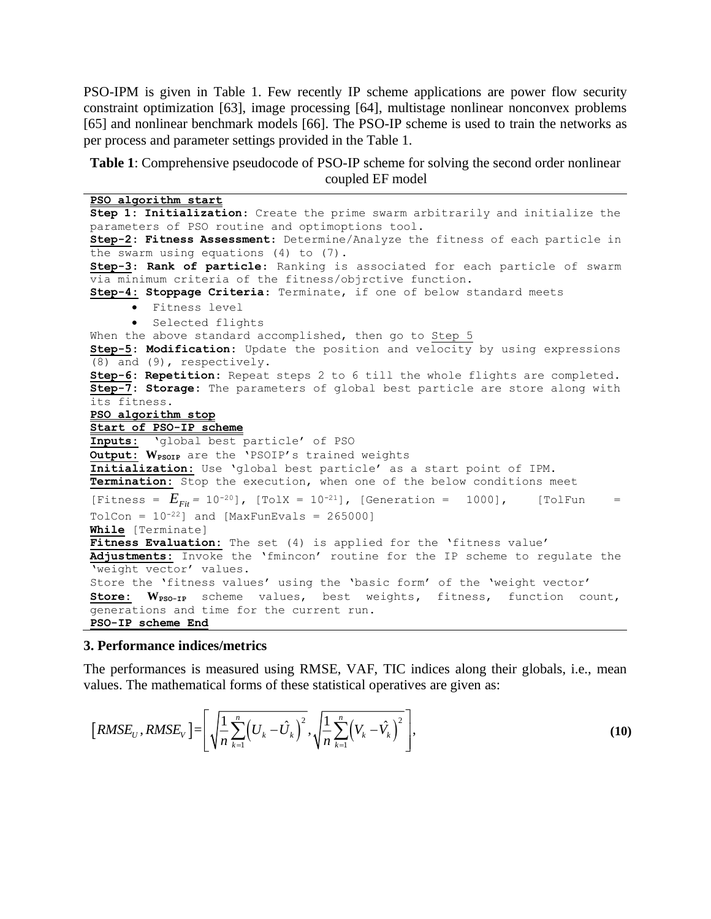PSO-IPM is given in Table 1. Few recently IP scheme applications are power flow security constraint optimization [63], image processing [64], multistage nonlinear nonconvex problems [65] and nonlinear benchmark models [66]. The PSO-IP scheme is used to train the networks as per process and parameter settings provided in the Table 1.

**Table 1**: Comprehensive pseudocode of PSO-IP scheme for solving the second order nonlinear coupled EF model

---

**PSO algorithm start**

**Step 1: Initialization:** Create the prime swarm arbitrarily and initialize the parameters of PSO routine and optimoptions tool.

**Step-2: Fitness Assessment:** Determine/Analyze the fitness of each particle in the swarm using equations (4) to (7).

**Step-3: Rank of particle:** Ranking is associated for each particle of swarm via minimum criteria of the fitness/objrctive function.

**Step-4: Stoppage Criteria:** Terminate, if one of below standard meets

- Fitness level
- Selected flights

When the above standard accomplished, then go to Step 5

**Step-5: Modification:** Update the position and velocity by using expressions (8) and (9), respectively.

**Step-6: Repetition:** Repeat steps 2 to 6 till the whole flights are completed.

**Step-7: Storage:** The parameters of global best particle are store along with its fitness.

**PSO algorithm stop**

**Start of PSO-IP scheme**

**Inputs:** 'global best particle' of PSO

**Output:** $\mathbf{W}_{PSOIP}$ are the 'PSOIP's trained weights

**Initialization:** Use 'global best particle' as a start point of IPM.

**Termination:** Stop the execution, when one of the below conditions meet

[Fitness = $E_{Fit} = 10^{-20}$], [TolX = $10^{-21}$], [Generation = 1000], [TolFun = TolCon = $10^{-22}$] and [MaxFunEvals = 265000]

**While** [Terminate]

**Fitness Evaluation:** The set (4) is applied for the 'fitness value'

**Adjustments:** Invoke the 'fmincon' routine for the IP scheme to regulate the 'weight vector' values.

Store the 'fitness values' using the 'basic form' of the 'weight vector'

**Store:** $\mathbf{W}_{PSO-IP}$ scheme values, best weights, fitness, function count, generations and time for the current run.

**PSO-IP scheme End**

---

### 3. Performance indices/metrics

The performances is measured using RMSE, VAF, TIC indices along their globals, i.e., mean values. The mathematical forms of these statistical operatives are given as:

$$\left[RMSE_U, RMSE_V\right] = \left[\sqrt{\frac{1}{n}\sum_{k=1}^{n}\left(U_k - \hat{U}_k\right)^2}, \sqrt{\frac{1}{n}\sum_{k=1}^{n}\left(V_k - \hat{V}_k\right)^2}\right], \tag{10}$$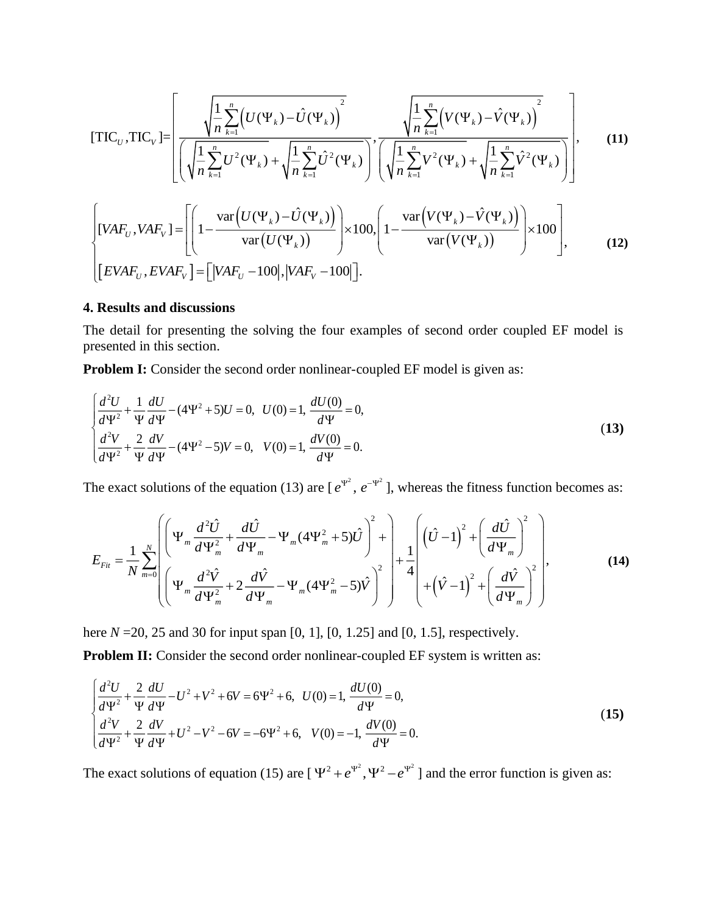$$[\text{TIC}_U, \text{TIC}_V] = \left[ \frac{\sqrt{\frac{1}{n}\sum_{k=1}^{n}\left(U(\Psi_k) - \hat{U}(\Psi_k)\right)^2}}{\left(\sqrt{\frac{1}{n}\sum_{k=1}^{n}U^2(\Psi_k)} + \sqrt{\frac{1}{n}\sum_{k=1}^{n}\hat{U}^2(\Psi_k)}\right)}, \frac{\sqrt{\frac{1}{n}\sum_{k=1}^{n}\left(V(\Psi_k) - \hat{V}(\Psi_k)\right)^2}}{\left(\sqrt{\frac{1}{n}\sum_{k=1}^{n}V^2(\Psi_k)} + \sqrt{\frac{1}{n}\sum_{k=1}^{n}\hat{V}^2(\Psi_k)}\right)} \right], \quad \textbf{(11)}$$

$$\begin{cases} [VAF_U, VAF_V] = \left[ \left(1 - \frac{\text{var}\left(U(\Psi_k) - \hat{U}(\Psi_k)\right)}{\text{var}\left(U(\Psi_k)\right)}\right) \times 100, \left(1 - \frac{\text{var}\left(V(\Psi_k) - \hat{V}(\Psi_k)\right)}{\text{var}\left(V(\Psi_k)\right)}\right) \times 100 \right], \\ \left[EVAF_U, EVAF_V\right] = \left[\left|VAF_U - 100\right|, \left|VAF_V - 100\right|\right]. \end{cases} \quad \textbf{(12)}$$

## 4. Results and discussions

The detail for presenting the solving the four examples of second order coupled EF model is presented in this section.

**Problem I:** Consider the second order nonlinear-coupled EF model is given as:

$$\begin{cases} \frac{d^2U}{d\Psi^2} + \frac{1}{\Psi}\frac{dU}{d\Psi} - (4\Psi^2 + 5)U = 0, \;\; U(0) = 1, \; \frac{dU(0)}{d\Psi} = 0, \\ \frac{d^2V}{d\Psi^2} + \frac{2}{\Psi}\frac{dV}{d\Psi} - (4\Psi^2 - 5)V = 0, \;\; V(0) = 1, \; \frac{dV(0)}{d\Psi} = 0. \end{cases} \quad \textbf{(13)}$$

The exact solutions of the equation (13) are [ $e^{\Psi^2}$, $e^{-\Psi^2}$ ], whereas the fitness function becomes as:

$$E_{Fit} = \frac{1}{N}\sum_{m=0}^{N} \left( \begin{array}{l} \left(\Psi_m \frac{d^2\hat{U}}{d\Psi_m^2} + \frac{d\hat{U}}{d\Psi_m} - \Psi_m(4\Psi_m^2 + 5)\hat{U}\right)^2 + \\ \left(\Psi_m \frac{d^2\hat{V}}{d\Psi_m^2} + 2\frac{d\hat{V}}{d\Psi_m} - \Psi_m(4\Psi_m^2 - 5)\hat{V}\right)^2 \end{array} \right) + \frac{1}{4}\left( \begin{array}{l} \left(\hat{U} - 1\right)^2 + \left(\frac{d\hat{U}}{d\Psi_m}\right)^2 \\ + \left(\hat{V} - 1\right)^2 + \left(\frac{d\hat{V}}{d\Psi_m}\right)^2 \end{array} \right), \quad \textbf{(14)}$$

here $N$ =20, 25 and 30 for input span [0, 1], [0, 1.25] and [0, 1.5], respectively.

**Problem II:** Consider the second order nonlinear-coupled EF system is written as:

$$\begin{cases} \frac{d^2U}{d\Psi^2} + \frac{2}{\Psi}\frac{dU}{d\Psi} - U^2 + V^2 + 6V = 6\Psi^2 + 6, \;\; U(0) = 1, \; \frac{dU(0)}{d\Psi} = 0, \\ \frac{d^2V}{d\Psi^2} + \frac{2}{\Psi}\frac{dV}{d\Psi} + U^2 - V^2 - 6V = -6\Psi^2 + 6, \;\; V(0) = -1, \; \frac{dV(0)}{d\Psi} = 0. \end{cases} \quad \textbf{(15)}$$

The exact solutions of equation (15) are [ $\Psi^2 + e^{\Psi^2}, \Psi^2 - e^{\Psi^2}$ ] and the error function is given as: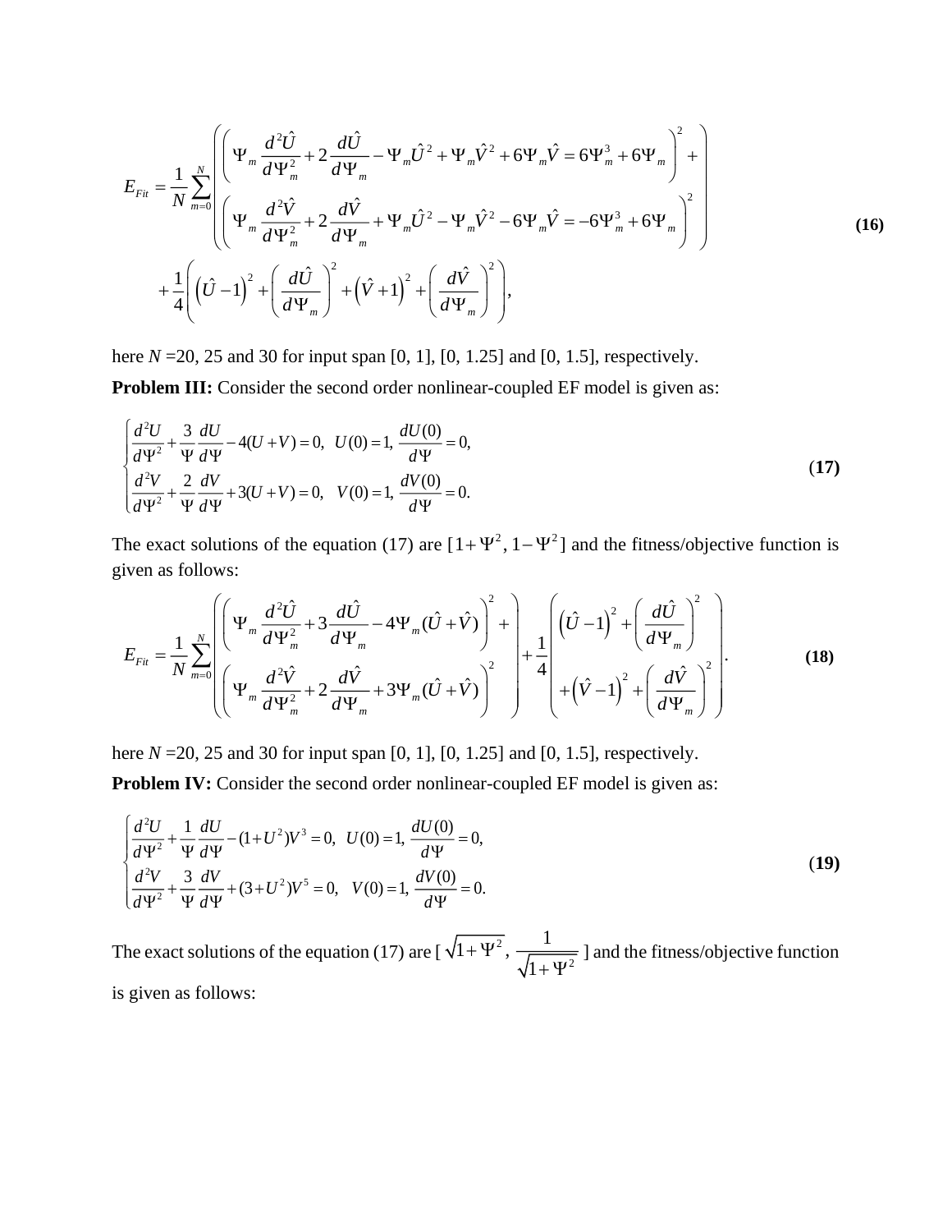$$E_{Fit} = \frac{1}{N}\sum_{m=0}^{N}\left( \begin{array}{l} \left( \Psi_m \frac{d^2\hat{U}}{d\Psi_m^2} + 2\frac{d\hat{U}}{d\Psi_m} - \Psi_m\hat{U}^2 + \Psi_m\hat{V}^2 + 6\Psi_m\hat{V} = 6\Psi_m^3 + 6\Psi_m \right)^2 + \\ \left( \Psi_m \frac{d^2\hat{V}}{d\Psi_m^2} + 2\frac{d\hat{V}}{d\Psi_m} + \Psi_m\hat{U}^2 - \Psi_m\hat{V}^2 - 6\Psi_m\hat{V} = -6\Psi_m^3 + 6\Psi_m \right)^2 \end{array} \right) + \frac{1}{4}\left( \left(\hat{U}-1\right)^2 + \left(\frac{d\hat{U}}{d\Psi_m}\right)^2 + \left(\hat{V}+1\right)^2 + \left(\frac{d\hat{V}}{d\Psi_m}\right)^2 \right), \tag{16}$$

here $N$ =20, 25 and 30 for input span [0, 1], [0, 1.25] and [0, 1.5], respectively.

**Problem III:** Consider the second order nonlinear-coupled EF model is given as:

$$\begin{cases} \dfrac{d^2U}{d\Psi^2} + \dfrac{3}{\Psi}\dfrac{dU}{d\Psi} - 4(U+V) = 0, \;\; U(0)=1, \; \dfrac{dU(0)}{d\Psi} = 0, \\ \dfrac{d^2V}{d\Psi^2} + \dfrac{2}{\Psi}\dfrac{dV}{d\Psi} + 3(U+V) = 0, \;\; V(0)=1, \; \dfrac{dV(0)}{d\Psi} = 0. \end{cases} \tag{17}$$

The exact solutions of the equation (17) are $[1+\Psi^2, 1-\Psi^2]$ and the fitness/objective function is given as follows:

$$E_{Fit} = \frac{1}{N}\sum_{m=0}^{N}\left( \begin{array}{l} \left( \Psi_m \frac{d^2\hat{U}}{d\Psi_m^2} + 3\frac{d\hat{U}}{d\Psi_m} - 4\Psi_m(\hat{U}+\hat{V}) \right)^2 + \\ \left( \Psi_m \frac{d^2\hat{V}}{d\Psi_m^2} + 2\frac{d\hat{V}}{d\Psi_m} + 3\Psi_m(\hat{U}+\hat{V}) \right)^2 \end{array} \right) + \frac{1}{4}\left( \begin{array}{l} \left(\hat{U}-1\right)^2 + \left(\frac{d\hat{U}}{d\Psi_m}\right)^2 \\ + \left(\hat{V}-1\right)^2 + \left(\frac{d\hat{V}}{d\Psi_m}\right)^2 \end{array} \right). \tag{18}$$

here $N$ =20, 25 and 30 for input span [0, 1], [0, 1.25] and [0, 1.5], respectively.

**Problem IV:** Consider the second order nonlinear-coupled EF model is given as:

$$\begin{cases} \dfrac{d^2U}{d\Psi^2} + \dfrac{1}{\Psi}\dfrac{dU}{d\Psi} - (1+U^2)V^3 = 0, \;\; U(0)=1, \; \dfrac{dU(0)}{d\Psi} = 0, \\ \dfrac{d^2V}{d\Psi^2} + \dfrac{3}{\Psi}\dfrac{dV}{d\Psi} + (3+U^2)V^5 = 0, \;\; V(0)=1, \; \dfrac{dV(0)}{d\Psi} = 0. \end{cases} \tag{19}$$

The exact solutions of the equation (17) are [ $\sqrt{1+\Psi^2}$, $\dfrac{1}{\sqrt{1+\Psi^2}}$ ] and the fitness/objective function is given as follows: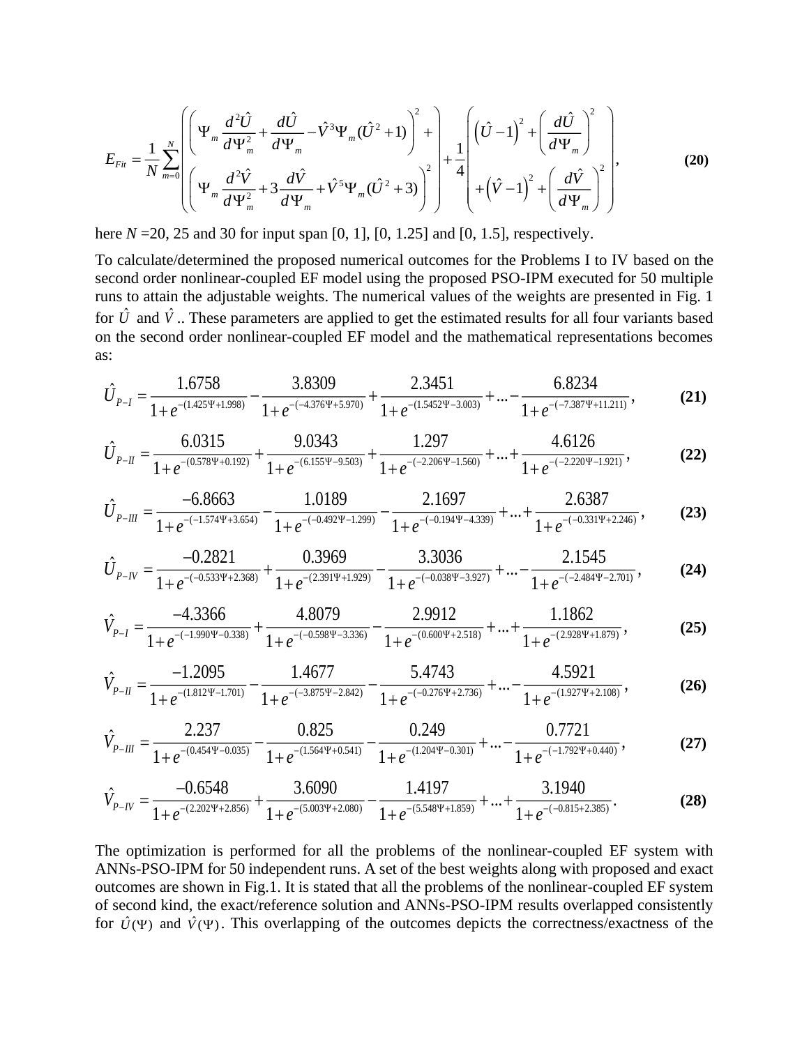$$E_{Fit}=\frac{1}{N}\sum_{m=0}^{N}\left(\begin{array}{l}\left(\Psi_m\dfrac{d^2\hat{U}}{d\Psi_m^2}+\dfrac{d\hat{U}}{d\Psi_m}-\hat{V}^3\Psi_m(\hat{U}^2+1)\right)^2+\\ \left(\Psi_m\dfrac{d^2\hat{V}}{d\Psi_m^2}+3\dfrac{d\hat{V}}{d\Psi_m}+\hat{V}^5\Psi_m(\hat{U}^2+3)\right)^2\end{array}\right)+\frac{1}{4}\left(\begin{array}{l}\left(\hat{U}-1\right)^2+\left(\dfrac{d\hat{U}}{d\Psi_m}\right)^2\\ +\left(\hat{V}-1\right)^2+\left(\dfrac{d\hat{V}}{d\Psi_m}\right)^2\end{array}\right), \tag{20}$$

here $N$ =20, 25 and 30 for input span [0, 1], [0, 1.25] and [0, 1.5], respectively.

To calculate/determined the proposed numerical outcomes for the Problems I to IV based on the second order nonlinear-coupled EF model using the proposed PSO-IPM executed for 50 multiple runs to attain the adjustable weights. The numerical values of the weights are presented in Fig. 1 for $\hat{U}$ and $\hat{V}$.. These parameters are applied to get the estimated results for all four variants based on the second order nonlinear-coupled EF model and the mathematical representations becomes as:

$$\hat{U}_{P-I}=\frac{1.6758}{1+e^{-(1.425\Psi+1.998)}}-\frac{3.8309}{1+e^{-(-4.376\Psi+5.970)}}+\frac{2.3451}{1+e^{-(1.5452\Psi-3.003)}}+...-\frac{6.8234}{1+e^{-(-7.387\Psi+11.211)}}, \tag{21}$$

$$\hat{U}_{P-II}=\frac{6.0315}{1+e^{-(0.578\Psi+0.192)}}+\frac{9.0343}{1+e^{-(6.155\Psi-9.503)}}+\frac{1.297}{1+e^{-(-2.206\Psi-1.560)}}+...+\frac{4.6126}{1+e^{-(-2.220\Psi-1.921)}}, \tag{22}$$

$$\hat{U}_{P-III}=\frac{-6.8663}{1+e^{-(-1.574\Psi+3.654)}}-\frac{1.0189}{1+e^{-(-0.492\Psi-1.299)}}-\frac{2.1697}{1+e^{-(-0.194\Psi-4.339)}}+...+\frac{2.6387}{1+e^{-(-0.331\Psi+2.246)}}, \tag{23}$$

$$\hat{U}_{P-IV}=\frac{-0.2821}{1+e^{-(-0.533\Psi+2.368)}}+\frac{0.3969}{1+e^{-(2.391\Psi+1.929)}}-\frac{3.3036}{1+e^{-(-0.038\Psi-3.927)}}+...-\frac{2.1545}{1+e^{-(-2.484\Psi-2.701)}}, \tag{24}$$

$$\hat{V}_{P-I}=\frac{-4.3366}{1+e^{-(-1.990\Psi-0.338)}}+\frac{4.8079}{1+e^{-(-0.598\Psi-3.336)}}-\frac{2.9912}{1+e^{-(0.600\Psi+2.518)}}+...+\frac{1.1862}{1+e^{-(2.928\Psi+1.879)}}, \tag{25}$$

$$\hat{V}_{P-II}=\frac{-1.2095}{1+e^{-(1.812\Psi-1.701)}}-\frac{1.4677}{1+e^{-(-3.875\Psi-2.842)}}-\frac{5.4743}{1+e^{-(-0.276\Psi+2.736)}}+...-\frac{4.5921}{1+e^{-(1.927\Psi+2.108)}}, \tag{26}$$

$$\hat{V}_{P-III}=\frac{2.237}{1+e^{-(0.454\Psi-0.035)}}-\frac{0.825}{1+e^{-(1.564\Psi+0.541)}}-\frac{0.249}{1+e^{-(1.204\Psi-0.301)}}+...-\frac{0.7721}{1+e^{-(-1.792\Psi+0.440)}}, \tag{27}$$

$$\hat{V}_{P-IV}=\frac{-0.6548}{1+e^{-(2.202\Psi+2.856)}}+\frac{3.6090}{1+e^{-(5.003\Psi+2.080)}}-\frac{1.4197}{1+e^{-(5.548\Psi+1.859)}}+...+\frac{3.1940}{1+e^{-(-0.815+2.385)}}. \tag{28}$$

The optimization is performed for all the problems of the nonlinear-coupled EF system with ANNs-PSO-IPM for 50 independent runs. A set of the best weights along with proposed and exact outcomes are shown in Fig.1. It is stated that all the problems of the nonlinear-coupled EF system of second kind, the exact/reference solution and ANNs-PSO-IPM results overlapped consistently for $\hat{U}(\Psi)$ and $\hat{V}(\Psi)$. This overlapping of the outcomes depicts the correctness/exactness of the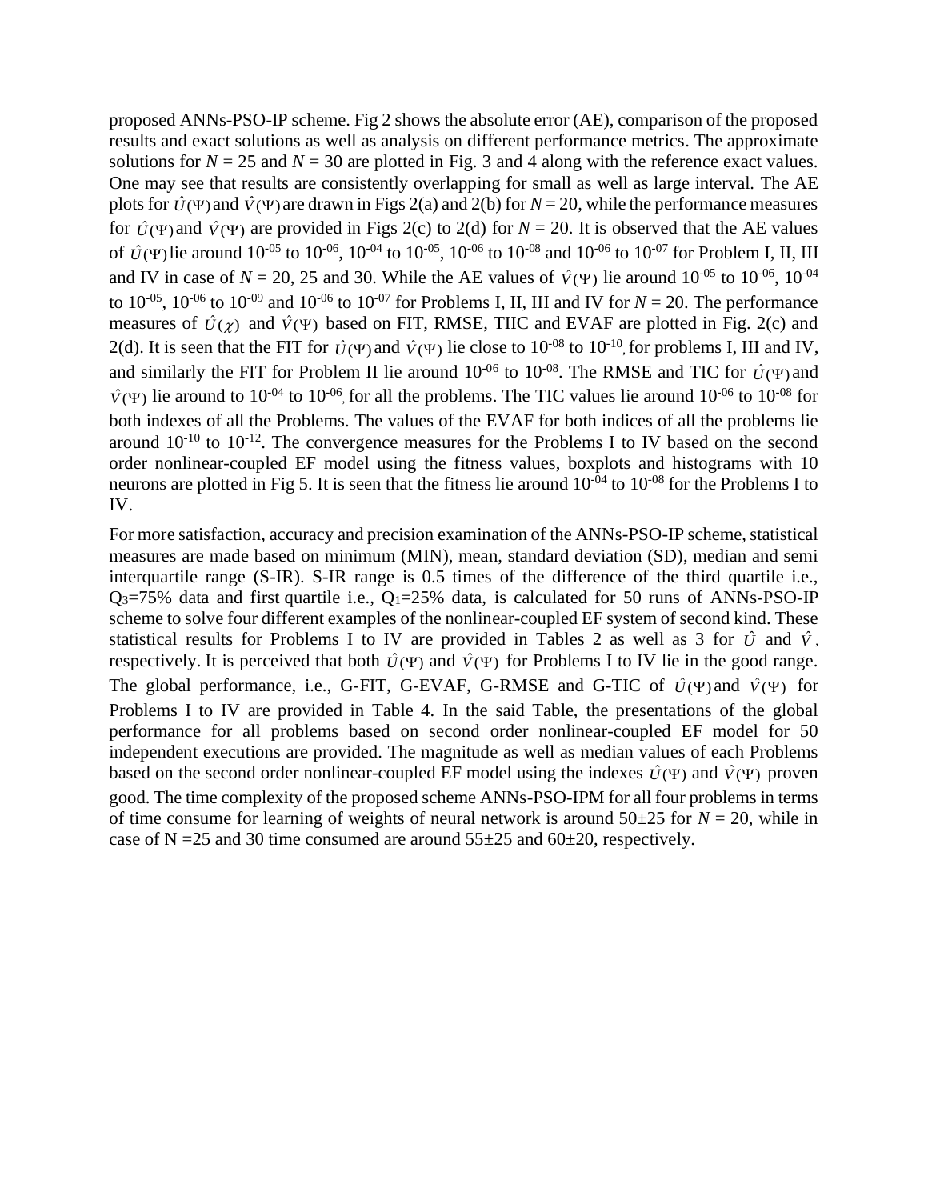proposed ANNs-PSO-IP scheme. Fig 2 shows the absolute error (AE), comparison of the proposed results and exact solutions as well as analysis on different performance metrics. The approximate solutions for $N = 25$ and $N = 30$ are plotted in Fig. 3 and 4 along with the reference exact values. One may see that results are consistently overlapping for small as well as large interval. The AE plots for $\hat{U}(\Psi)$ and $\hat{V}(\Psi)$ are drawn in Figs 2(a) and 2(b) for $N = 20$, while the performance measures for $\hat{U}(\Psi)$ and $\hat{V}(\Psi)$ are provided in Figs 2(c) to 2(d) for $N = 20$. It is observed that the AE values of $\hat{U}(\Psi)$ lie around $10^{-05}$ to $10^{-06}$, $10^{-04}$ to $10^{-05}$, $10^{-06}$ to $10^{-08}$ and $10^{-06}$ to $10^{-07}$ for Problem I, II, III and IV in case of $N = 20$, 25 and 30. While the AE values of $\hat{V}(\Psi)$ lie around $10^{-05}$ to $10^{-06}$, $10^{-04}$ to $10^{-05}$, $10^{-06}$ to $10^{-09}$ and $10^{-06}$ to $10^{-07}$ for Problems I, II, III and IV for $N = 20$. The performance measures of $\hat{U}(\chi)$ and $\hat{V}(\Psi)$ based on FIT, RMSE, TIIC and EVAF are plotted in Fig. 2(c) and 2(d). It is seen that the FIT for $\hat{U}(\Psi)$ and $\hat{V}(\Psi)$ lie close to $10^{-08}$ to $10^{-10}$, for problems I, III and IV, and similarly the FIT for Problem II lie around $10^{-06}$ to $10^{-08}$. The RMSE and TIC for $\hat{U}(\Psi)$ and $\hat{V}(\Psi)$ lie around to $10^{-04}$ to $10^{-06}$, for all the problems. The TIC values lie around $10^{-06}$ to $10^{-08}$ for both indexes of all the Problems. The values of the EVAF for both indices of all the problems lie around $10^{-10}$ to $10^{-12}$. The convergence measures for the Problems I to IV based on the second order nonlinear-coupled EF model using the fitness values, boxplots and histograms with 10 neurons are plotted in Fig 5. It is seen that the fitness lie around $10^{-04}$ to $10^{-08}$ for the Problems I to IV.

For more satisfaction, accuracy and precision examination of the ANNs-PSO-IP scheme, statistical measures are made based on minimum (MIN), mean, standard deviation (SD), median and semi interquartile range (S-IR). S-IR range is 0.5 times of the difference of the third quartile i.e., $Q_3$=75% data and first quartile i.e., $Q_1$=25% data, is calculated for 50 runs of ANNs-PSO-IP scheme to solve four different examples of the nonlinear-coupled EF system of second kind. These statistical results for Problems I to IV are provided in Tables 2 as well as 3 for $\hat{U}$ and $\hat{V}$, respectively. It is perceived that both $\hat{U}(\Psi)$ and $\hat{V}(\Psi)$ for Problems I to IV lie in the good range. The global performance, i.e., G-FIT, G-EVAF, G-RMSE and G-TIC of $\hat{U}(\Psi)$ and $\hat{V}(\Psi)$ for Problems I to IV are provided in Table 4. In the said Table, the presentations of the global performance for all problems based on second order nonlinear-coupled EF model for 50 independent executions are provided. The magnitude as well as median values of each Problems based on the second order nonlinear-coupled EF model using the indexes $\hat{U}(\Psi)$ and $\hat{V}(\Psi)$ proven good. The time complexity of the proposed scheme ANNs-PSO-IPM for all four problems in terms of time consume for learning of weights of neural network is around 50±25 for $N = 20$, while in case of N =25 and 30 time consumed are around 55±25 and 60±20, respectively.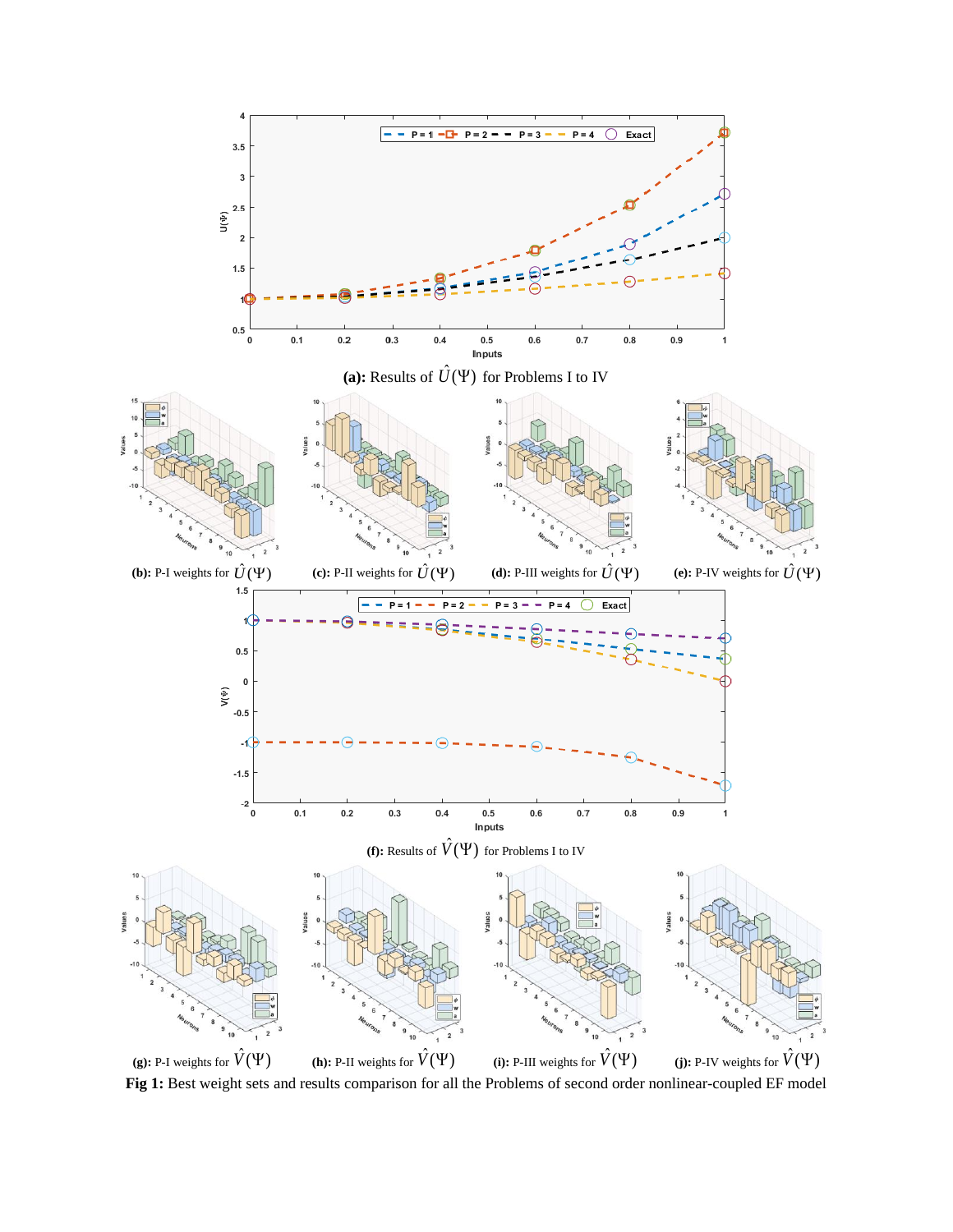**(a):** Results of $\hat{U}(\Psi)$ for Problems I to IV

**(b):** P-I weights for $\hat{U}(\Psi)$ **(c):** P-II weights for $\hat{U}(\Psi)$ **(d):** P-III weights for $\hat{U}(\Psi)$ **(e):** P-IV weights for $\hat{U}(\Psi)$

**(f):** Results of $\hat{V}(\Psi)$ for Problems I to IV

**(g):** P-I weights for $\hat{V}(\Psi)$ **(h):** P-II weights for $\hat{V}(\Psi)$ **(i):** P-III weights for $\hat{V}(\Psi)$ **(j):** P-IV weights for $\hat{V}(\Psi)$

**Fig 1:** Best weight sets and results comparison for all the Problems of second order nonlinear-coupled EF model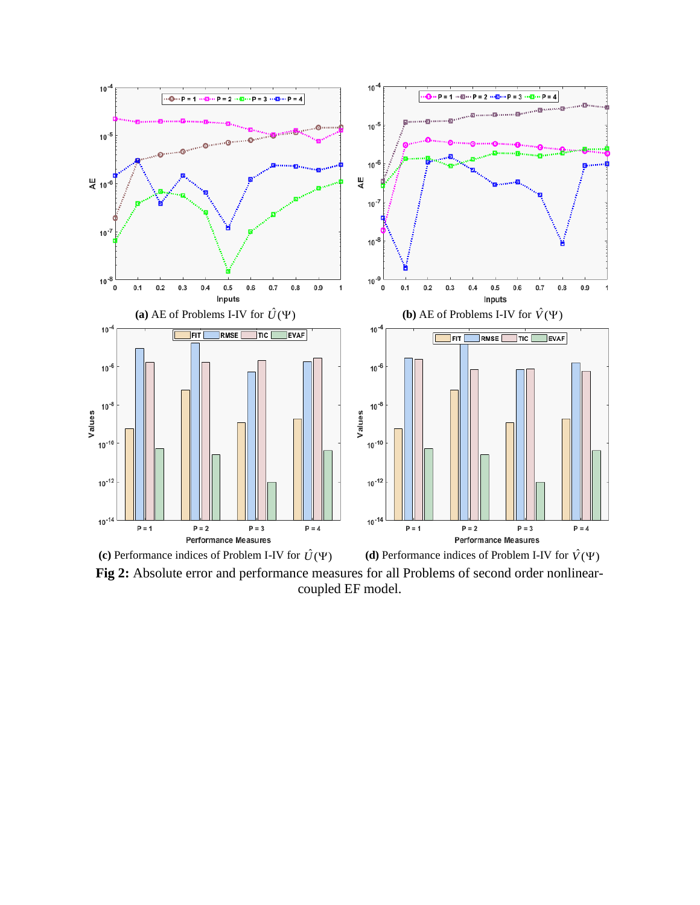**(a)** AE of Problems I-IV for $\hat{U}(\Psi)$

**(b)** AE of Problems I-IV for $\hat{V}(\Psi)$

**(c)** Performance indices of Problem I-IV for $\hat{U}(\Psi)$

**(d)** Performance indices of Problem I-IV for $\hat{V}(\Psi)$

**Fig 2:** Absolute error and performance measures for all Problems of second order nonlinear-coupled EF model.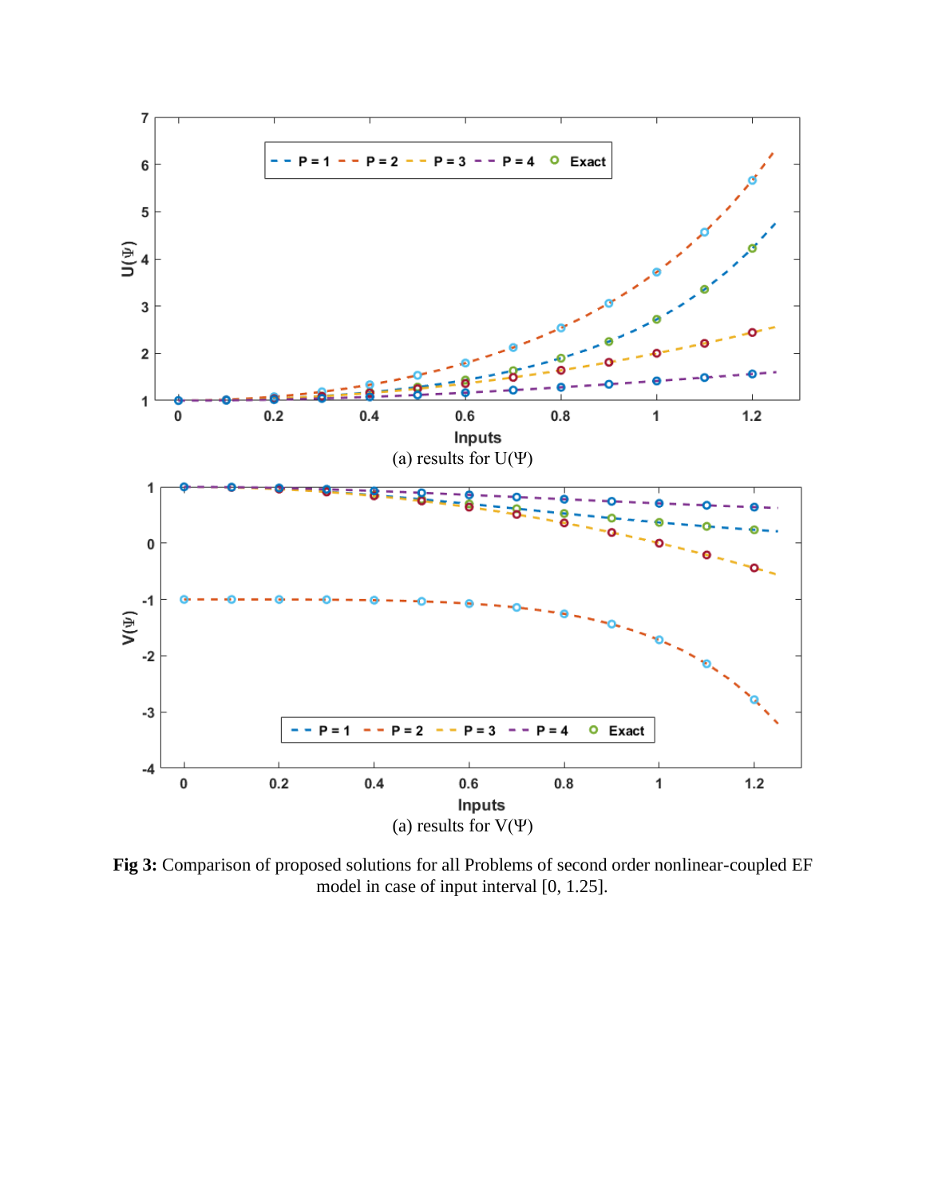(a) results for U(Ψ)

(a) results for V(Ψ)

**Fig 3:** Comparison of proposed solutions for all Problems of second order nonlinear-coupled EF model in case of input interval [0, 1.25].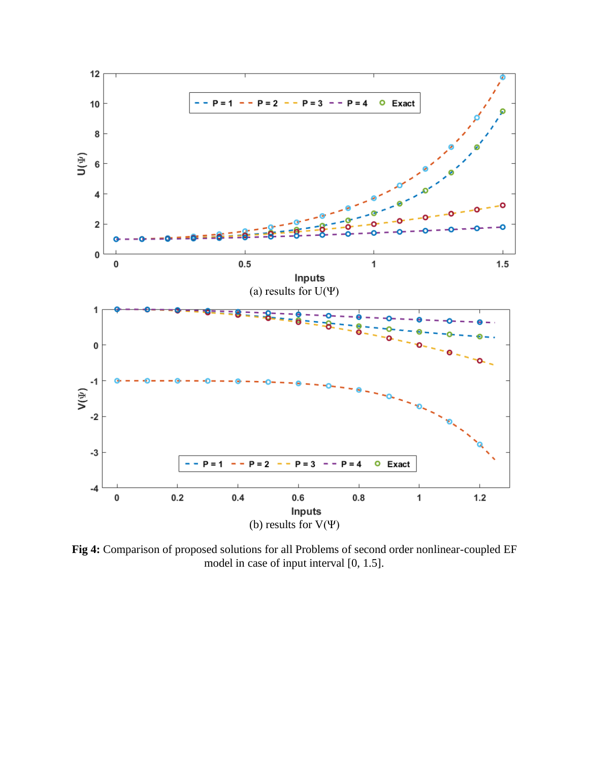(a) results for U(Ψ)

(b) results for V(Ψ)

**Fig 4:** Comparison of proposed solutions for all Problems of second order nonlinear-coupled EF model in case of input interval [0, 1.5].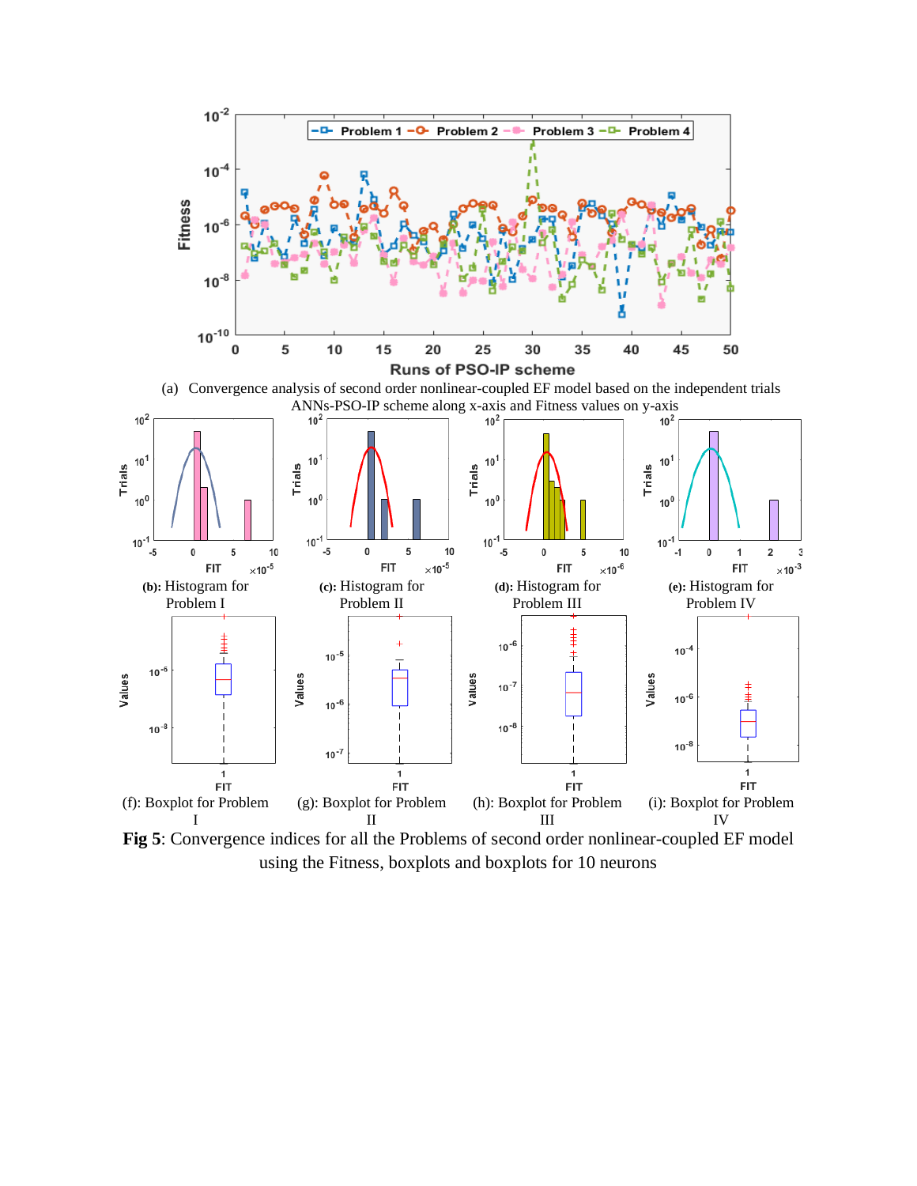(a) Convergence analysis of second order nonlinear-coupled EF model based on the independent trials ANNs-PSO-IP scheme along x-axis and Fitness values on y-axis

**(b):** Histogram for Problem I

**(c):** Histogram for Problem II

**(d):** Histogram for Problem III

**(e):** Histogram for Problem IV

(f): Boxplot for Problem I

(g): Boxplot for Problem II

(h): Boxplot for Problem III

(i): Boxplot for Problem IV

**Fig 5**: Convergence indices for all the Problems of second order nonlinear-coupled EF model using the Fitness, boxplots and boxplots for 10 neurons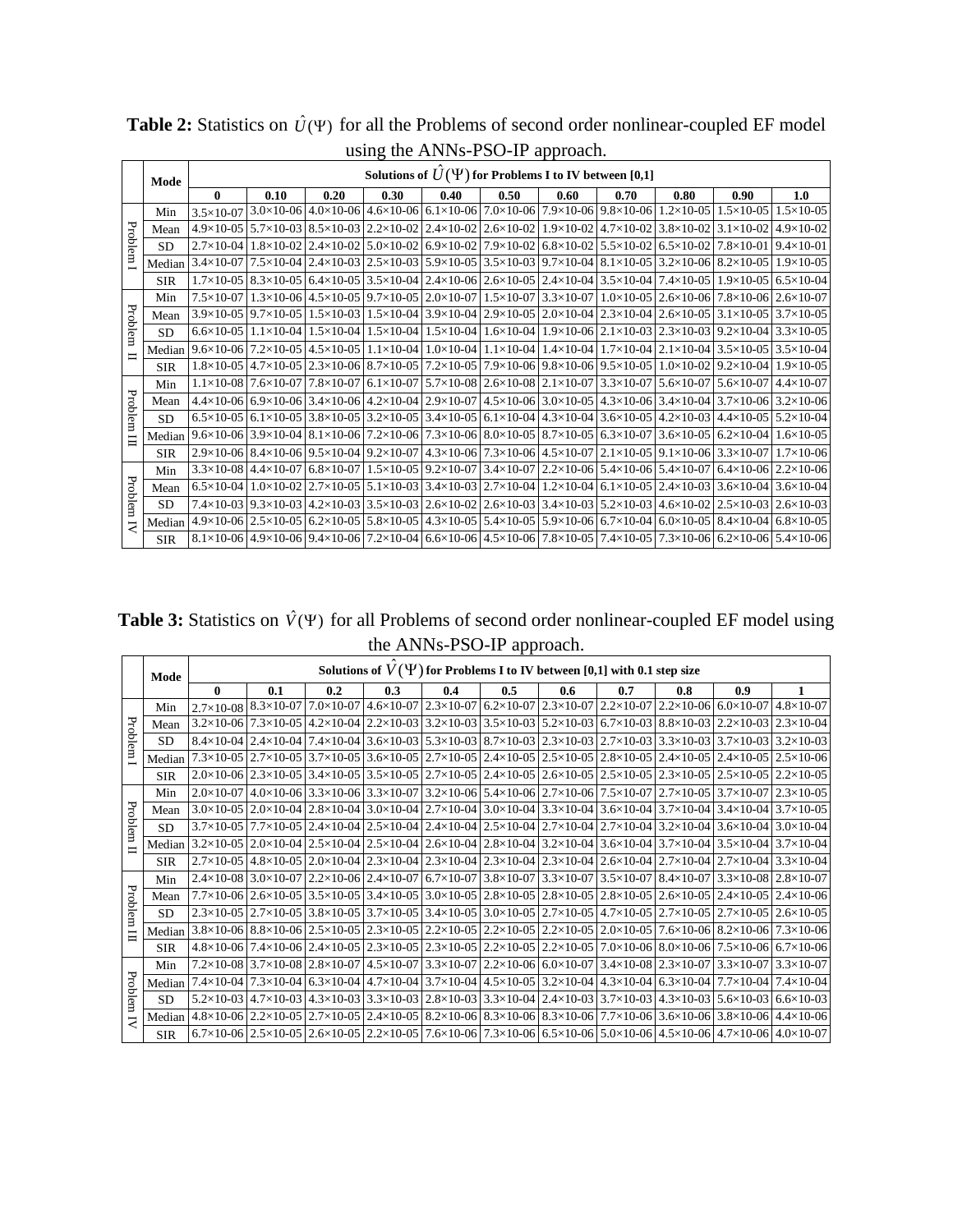**Table 2:** Statistics on $\hat{U}(\Psi)$ for all the Problems of second order nonlinear-coupled EF model using the ANNs-PSO-IP approach.

| | Mode | Solutions of $\hat{U}(\Psi)$ for Problems I to IV between [0,1] | | | | | | | | | | |
|---|---|---|---|---|---|---|---|---|---|---|---|---|
| | | **0** | **0.10** | **0.20** | **0.30** | **0.40** | **0.50** | **0.60** | **0.70** | **0.80** | **0.90** | **1.0** |
| Problem I | Min | 3.5×10-07 | 3.0×10-06 | 4.0×10-06 | 4.6×10-06 | 6.1×10-06 | 7.0×10-06 | 7.9×10-06 | 9.8×10-06 | 1.2×10-05 | 1.5×10-05 | 1.5×10-05 |
| | Mean | 4.9×10-05 | 5.7×10-03 | 8.5×10-03 | 2.2×10-02 | 2.4×10-02 | 2.6×10-02 | 1.9×10-02 | 4.7×10-02 | 3.8×10-02 | 3.1×10-02 | 4.9×10-02 |
| | SD | 2.7×10-04 | 1.8×10-02 | 2.4×10-02 | 5.0×10-02 | 6.9×10-02 | 7.9×10-02 | 6.8×10-02 | 5.5×10-02 | 6.5×10-02 | 7.8×10-01 | 9.4×10-01 |
| | Median | 3.4×10-07 | 7.5×10-04 | 2.4×10-03 | 2.5×10-03 | 5.9×10-05 | 3.5×10-03 | 9.7×10-04 | 8.1×10-05 | 3.2×10-06 | 8.2×10-05 | 1.9×10-05 |
| | SIR | 1.7×10-05 | 8.3×10-05 | 6.4×10-05 | 3.5×10-04 | 2.4×10-06 | 2.6×10-05 | 2.4×10-04 | 3.5×10-04 | 7.4×10-05 | 1.9×10-05 | 6.5×10-04 |
| Problem II | Min | 7.5×10-07 | 1.3×10-06 | 4.5×10-05 | 9.7×10-05 | 2.0×10-07 | 1.5×10-07 | 3.3×10-07 | 1.0×10-05 | 2.6×10-06 | 7.8×10-06 | 2.6×10-07 |
| | Mean | 3.9×10-05 | 9.7×10-05 | 1.5×10-03 | 1.5×10-04 | 3.9×10-04 | 2.9×10-05 | 2.0×10-04 | 2.3×10-04 | 2.6×10-05 | 3.1×10-05 | 3.7×10-05 |
| | SD | 6.6×10-05 | 1.1×10-04 | 1.5×10-04 | 1.5×10-04 | 1.5×10-04 | 1.6×10-04 | 1.9×10-06 | 2.1×10-03 | 2.3×10-03 | 9.2×10-04 | 3.3×10-05 |
| | Median | 9.6×10-06 | 7.2×10-05 | 4.5×10-05 | 1.1×10-04 | 1.0×10-04 | 1.1×10-04 | 1.4×10-04 | 1.7×10-04 | 2.1×10-04 | 3.5×10-05 | 3.5×10-04 |
| | SIR | 1.8×10-05 | 4.7×10-05 | 2.3×10-06 | 8.7×10-05 | 7.2×10-05 | 7.9×10-06 | 9.8×10-06 | 9.5×10-05 | 1.0×10-02 | 9.2×10-04 | 1.9×10-05 |
| Problem III | Min | 1.1×10-08 | 7.6×10-07 | 7.8×10-07 | 6.1×10-07 | 5.7×10-08 | 2.6×10-08 | 2.1×10-07 | 3.3×10-07 | 5.6×10-07 | 5.6×10-07 | 4.4×10-07 |
| | Mean | 4.4×10-06 | 6.9×10-06 | 3.4×10-06 | 4.2×10-04 | 2.9×10-07 | 4.5×10-06 | 3.0×10-05 | 4.3×10-06 | 3.4×10-04 | 3.7×10-06 | 3.2×10-06 |
| | SD | 6.5×10-05 | 6.1×10-05 | 3.8×10-05 | 3.2×10-05 | 3.4×10-05 | 6.1×10-04 | 4.3×10-04 | 3.6×10-05 | 4.2×10-03 | 4.4×10-05 | 5.2×10-04 |
| | Median | 9.6×10-06 | 3.9×10-04 | 8.1×10-06 | 7.2×10-06 | 7.3×10-06 | 8.0×10-05 | 8.7×10-05 | 6.3×10-07 | 3.6×10-05 | 6.2×10-04 | 1.6×10-05 |
| | SIR | 2.9×10-06 | 8.4×10-06 | 9.5×10-04 | 9.2×10-07 | 4.3×10-06 | 7.3×10-06 | 4.5×10-07 | 2.1×10-05 | 9.1×10-06 | 3.3×10-07 | 1.7×10-06 |
| Problem IV | Min | 3.3×10-08 | 4.4×10-07 | 6.8×10-07 | 1.5×10-05 | 9.2×10-07 | 3.4×10-07 | 2.2×10-06 | 5.4×10-06 | 5.4×10-07 | 6.4×10-06 | 2.2×10-06 |
| | Mean | 6.5×10-04 | 1.0×10-02 | 2.7×10-05 | 5.1×10-03 | 3.4×10-03 | 2.7×10-04 | 1.2×10-04 | 6.1×10-05 | 2.4×10-03 | 3.6×10-04 | 3.6×10-04 |
| | SD | 7.4×10-03 | 9.3×10-03 | 4.2×10-03 | 3.5×10-03 | 2.6×10-02 | 2.6×10-03 | 3.4×10-03 | 5.2×10-03 | 4.6×10-02 | 2.5×10-03 | 2.6×10-03 |
| | Median | 4.9×10-06 | 2.5×10-05 | 6.2×10-05 | 5.8×10-05 | 4.3×10-05 | 5.4×10-05 | 5.9×10-06 | 6.7×10-04 | 6.0×10-05 | 8.4×10-04 | 6.8×10-05 |
| | SIR | 8.1×10-06 | 4.9×10-06 | 9.4×10-06 | 7.2×10-04 | 6.6×10-06 | 4.5×10-06 | 7.8×10-05 | 7.4×10-05 | 7.3×10-06 | 6.2×10-06 | 5.4×10-06 |

**Table 3:** Statistics on $\hat{V}(\Psi)$ for all Problems of second order nonlinear-coupled EF model using the ANNs-PSO-IP approach.

| | Mode | Solutions of $\hat{V}(\Psi)$ for Problems I to IV between [0,1] with 0.1 step size | | | | | | | | | | |
|---|---|---|---|---|---|---|---|---|---|---|---|---|
| | | **0** | **0.1** | **0.2** | **0.3** | **0.4** | **0.5** | **0.6** | **0.7** | **0.8** | **0.9** | **1** |
| Problem I | Min | 2.7×10-08 | 8.3×10-07 | 7.0×10-07 | 4.6×10-07 | 2.3×10-07 | 6.2×10-07 | 2.3×10-07 | 2.2×10-07 | 2.2×10-06 | 6.0×10-07 | 4.8×10-07 |
| | Mean | 3.2×10-06 | 7.3×10-05 | 4.2×10-04 | 2.2×10-03 | 3.2×10-03 | 3.5×10-03 | 5.2×10-03 | 6.7×10-03 | 8.8×10-03 | 2.2×10-03 | 2.3×10-04 |
| | SD | 8.4×10-04 | 2.4×10-04 | 7.4×10-04 | 3.6×10-03 | 5.3×10-03 | 8.7×10-03 | 2.3×10-03 | 2.7×10-03 | 3.3×10-03 | 3.7×10-03 | 3.2×10-03 |
| | Median | 7.3×10-05 | 2.7×10-05 | 3.7×10-05 | 3.6×10-05 | 2.7×10-05 | 2.4×10-05 | 2.5×10-05 | 2.8×10-05 | 2.4×10-05 | 2.4×10-05 | 2.5×10-06 |
| | SIR | 2.0×10-06 | 2.3×10-05 | 3.4×10-05 | 3.5×10-05 | 2.7×10-05 | 2.4×10-05 | 2.6×10-05 | 2.5×10-05 | 2.3×10-05 | 2.5×10-05 | 2.2×10-05 |
| Problem II | Min | 2.0×10-07 | 4.0×10-06 | 3.3×10-06 | 3.3×10-07 | 3.2×10-06 | 5.4×10-06 | 2.7×10-06 | 7.5×10-07 | 2.7×10-05 | 3.7×10-07 | 2.3×10-05 |
| | Mean | 3.0×10-05 | 2.0×10-04 | 2.8×10-04 | 3.0×10-04 | 2.7×10-04 | 3.0×10-04 | 3.3×10-04 | 3.6×10-04 | 3.7×10-04 | 3.4×10-04 | 3.7×10-05 |
| | SD | 3.7×10-05 | 7.7×10-05 | 2.4×10-04 | 2.5×10-04 | 2.4×10-04 | 2.5×10-04 | 2.7×10-04 | 2.7×10-04 | 3.2×10-04 | 3.6×10-04 | 3.0×10-04 |
| | Median | 3.2×10-05 | 2.0×10-04 | 2.5×10-04 | 2.5×10-04 | 2.6×10-04 | 2.8×10-04 | 3.2×10-04 | 3.6×10-04 | 3.7×10-04 | 3.5×10-04 | 3.7×10-04 |
| | SIR | 2.7×10-05 | 4.8×10-05 | 2.0×10-04 | 2.3×10-04 | 2.3×10-04 | 2.3×10-04 | 2.3×10-04 | 2.6×10-04 | 2.7×10-04 | 2.7×10-04 | 3.3×10-04 |
| Problem III | Min | 2.4×10-08 | 3.0×10-07 | 2.2×10-06 | 2.4×10-07 | 6.7×10-07 | 3.8×10-07 | 3.3×10-07 | 3.5×10-07 | 8.4×10-07 | 3.3×10-08 | 2.8×10-07 |
| | Mean | 7.7×10-06 | 2.6×10-05 | 3.5×10-05 | 3.4×10-05 | 3.0×10-05 | 2.8×10-05 | 2.8×10-05 | 2.8×10-05 | 2.6×10-05 | 2.4×10-05 | 2.4×10-06 |
| | SD | 2.3×10-05 | 2.7×10-05 | 3.8×10-05 | 3.7×10-05 | 3.4×10-05 | 3.0×10-05 | 2.7×10-05 | 4.7×10-05 | 2.7×10-05 | 2.7×10-05 | 2.6×10-05 |
| | Median | 3.8×10-06 | 8.8×10-06 | 2.5×10-05 | 2.3×10-05 | 2.2×10-05 | 2.2×10-05 | 2.2×10-05 | 2.0×10-05 | 7.6×10-06 | 8.2×10-06 | 7.3×10-06 |
| | SIR | 4.8×10-06 | 7.4×10-06 | 2.4×10-05 | 2.3×10-05 | 2.3×10-05 | 2.2×10-05 | 2.2×10-05 | 7.0×10-06 | 8.0×10-06 | 7.5×10-06 | 6.7×10-06 |
| Problem IV | Min | 7.2×10-08 | 3.7×10-08 | 2.8×10-07 | 4.5×10-07 | 3.3×10-07 | 2.2×10-06 | 6.0×10-07 | 3.4×10-08 | 2.3×10-07 | 3.3×10-07 | 3.3×10-07 |
| | Median | 7.4×10-04 | 7.3×10-04 | 6.3×10-04 | 4.7×10-04 | 3.7×10-04 | 4.5×10-05 | 3.2×10-04 | 4.3×10-04 | 6.3×10-04 | 7.7×10-04 | 7.4×10-04 |
| | SD | 5.2×10-03 | 4.7×10-03 | 4.3×10-03 | 3.3×10-03 | 2.8×10-03 | 3.3×10-04 | 2.4×10-03 | 3.7×10-03 | 4.3×10-03 | 5.6×10-03 | 6.6×10-03 |
| | Median | 4.8×10-06 | 2.2×10-05 | 2.7×10-05 | 2.4×10-05 | 8.2×10-06 | 8.3×10-06 | 8.3×10-06 | 7.7×10-06 | 3.6×10-06 | 3.8×10-06 | 4.4×10-06 |
| | SIR | 6.7×10-06 | 2.5×10-05 | 2.6×10-05 | 2.2×10-05 | 7.6×10-06 | 7.3×10-06 | 6.5×10-06 | 5.0×10-06 | 4.5×10-06 | 4.7×10-06 | 4.0×10-07 |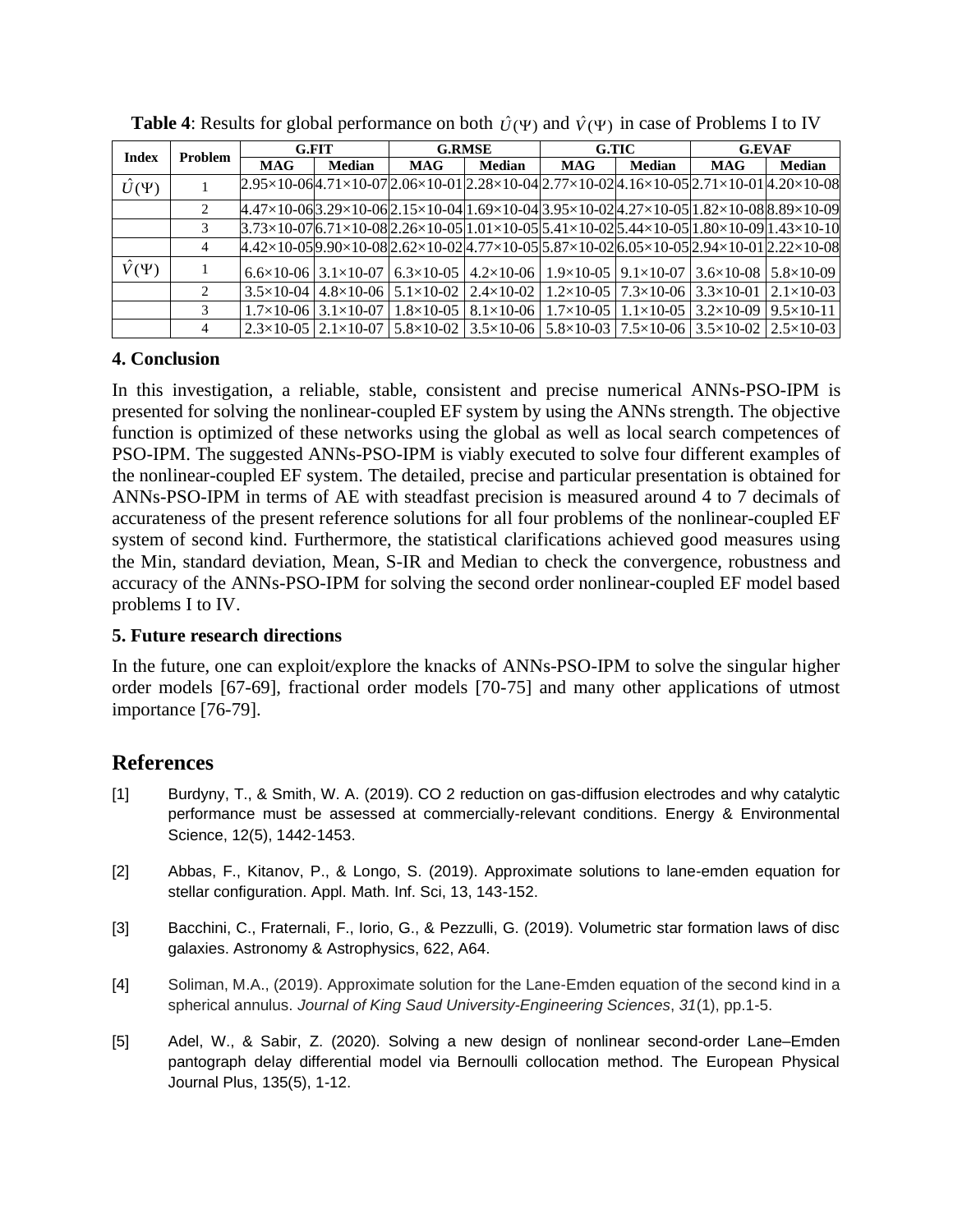**Table 4**: Results for global performance on both $\hat{U}(\Psi)$ and $\hat{V}(\Psi)$ in case of Problems I to IV

| Index | Problem | G.FIT | | G.RMSE | | G.TIC | | G.EVAF | |
|---|---|---|---|---|---|---|---|---|---|
| | | MAG | Median | MAG | Median | MAG | Median | MAG | Median |
| $\hat{U}(\Psi)$ | 1 | 2.95×10-06 | 4.71×10-07 | 2.06×10-01 | 2.28×10-04 | 2.77×10-02 | 4.16×10-05 | 2.71×10-01 | 4.20×10-08 |
| | 2 | 4.47×10-06 | 3.29×10-06 | 2.15×10-04 | 1.69×10-04 | 3.95×10-02 | 4.27×10-05 | 1.82×10-08 | 8.89×10-09 |
| | 3 | 3.73×10-07 | 6.71×10-08 | 2.26×10-05 | 1.01×10-05 | 5.41×10-02 | 5.44×10-05 | 1.80×10-09 | 1.43×10-10 |
| | 4 | 4.42×10-05 | 9.90×10-08 | 2.62×10-02 | 4.77×10-05 | 5.87×10-02 | 6.05×10-05 | 2.94×10-01 | 2.22×10-08 |
| $\hat{V}(\Psi)$ | 1 | 6.6×10-06 | 3.1×10-07 | 6.3×10-05 | 4.2×10-06 | 1.9×10-05 | 9.1×10-07 | 3.6×10-08 | 5.8×10-09 |
| | 2 | 3.5×10-04 | 4.8×10-06 | 5.1×10-02 | 2.4×10-02 | 1.2×10-05 | 7.3×10-06 | 3.3×10-01 | 2.1×10-03 |
| | 3 | 1.7×10-06 | 3.1×10-07 | 1.8×10-05 | 8.1×10-06 | 1.7×10-05 | 1.1×10-05 | 3.2×10-09 | 9.5×10-11 |
| | 4 | 2.3×10-05 | 2.1×10-07 | 5.8×10-02 | 3.5×10-06 | 5.8×10-03 | 7.5×10-06 | 3.5×10-02 | 2.5×10-03 |

### 4. Conclusion

In this investigation, a reliable, stable, consistent and precise numerical ANNs-PSO-IPM is presented for solving the nonlinear-coupled EF system by using the ANNs strength. The objective function is optimized of these networks using the global as well as local search competences of PSO-IPM. The suggested ANNs-PSO-IPM is viably executed to solve four different examples of the nonlinear-coupled EF system. The detailed, precise and particular presentation is obtained for ANNs-PSO-IPM in terms of AE with steadfast precision is measured around 4 to 7 decimals of accurateness of the present reference solutions for all four problems of the nonlinear-coupled EF system of second kind. Furthermore, the statistical clarifications achieved good measures using the Min, standard deviation, Mean, S-IR and Median to check the convergence, robustness and accuracy of the ANNs-PSO-IPM for solving the second order nonlinear-coupled EF model based problems I to IV.

### 5. Future research directions

In the future, one can exploit/explore the knacks of ANNs-PSO-IPM to solve the singular higher order models [67-69], fractional order models [70-75] and many other applications of utmost importance [76-79].

## References

[1] Burdyny, T., & Smith, W. A. (2019). CO 2 reduction on gas-diffusion electrodes and why catalytic performance must be assessed at commercially-relevant conditions. Energy & Environmental Science, 12(5), 1442-1453.

[2] Abbas, F., Kitanov, P., & Longo, S. (2019). Approximate solutions to lane-emden equation for stellar configuration. Appl. Math. Inf. Sci, 13, 143-152.

[3] Bacchini, C., Fraternali, F., Iorio, G., & Pezzulli, G. (2019). Volumetric star formation laws of disc galaxies. Astronomy & Astrophysics, 622, A64.

[4] Soliman, M.A., (2019). Approximate solution for the Lane-Emden equation of the second kind in a spherical annulus. *Journal of King Saud University-Engineering Sciences*, *31*(1), pp.1-5.

[5] Adel, W., & Sabir, Z. (2020). Solving a new design of nonlinear second-order Lane–Emden pantograph delay differential model via Bernoulli collocation method. The European Physical Journal Plus, 135(5), 1-12.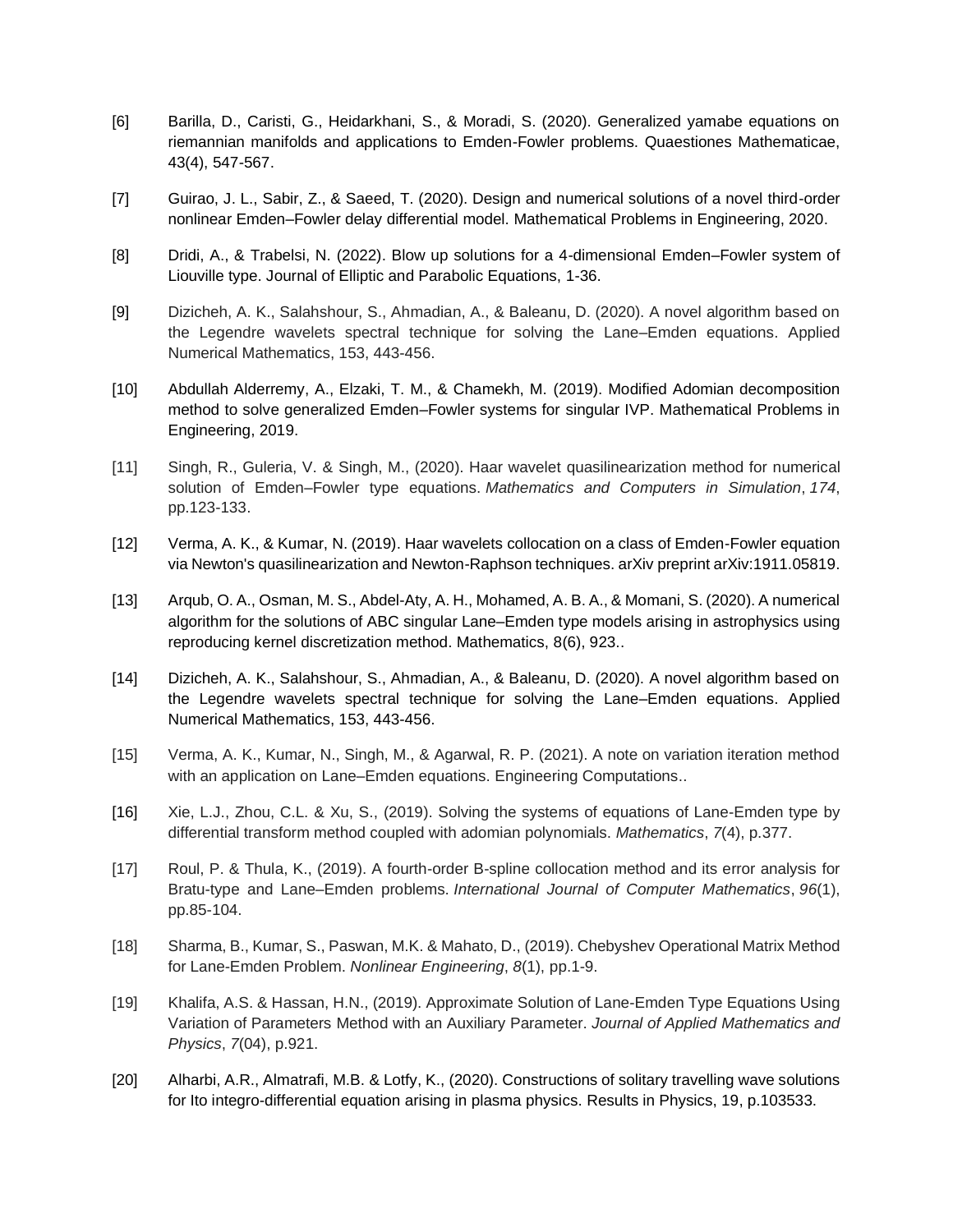[6] Barilla, D., Caristi, G., Heidarkhani, S., & Moradi, S. (2020). Generalized yamabe equations on riemannian manifolds and applications to Emden-Fowler problems. Quaestiones Mathematicae, 43(4), 547-567.

[7] Guirao, J. L., Sabir, Z., & Saeed, T. (2020). Design and numerical solutions of a novel third-order nonlinear Emden–Fowler delay differential model. Mathematical Problems in Engineering, 2020.

[8] Dridi, A., & Trabelsi, N. (2022). Blow up solutions for a 4-dimensional Emden–Fowler system of Liouville type. Journal of Elliptic and Parabolic Equations, 1-36.

[9] Dizicheh, A. K., Salahshour, S., Ahmadian, A., & Baleanu, D. (2020). A novel algorithm based on the Legendre wavelets spectral technique for solving the Lane–Emden equations. Applied Numerical Mathematics, 153, 443-456.

[10] Abdullah Alderremy, A., Elzaki, T. M., & Chamekh, M. (2019). Modified Adomian decomposition method to solve generalized Emden–Fowler systems for singular IVP. Mathematical Problems in Engineering, 2019.

[11] Singh, R., Guleria, V. & Singh, M., (2020). Haar wavelet quasilinearization method for numerical solution of Emden–Fowler type equations. *Mathematics and Computers in Simulation*, *174*, pp.123-133.

[12] Verma, A. K., & Kumar, N. (2019). Haar wavelets collocation on a class of Emden-Fowler equation via Newton's quasilinearization and Newton-Raphson techniques. arXiv preprint arXiv:1911.05819.

[13] Arqub, O. A., Osman, M. S., Abdel-Aty, A. H., Mohamed, A. B. A., & Momani, S. (2020). A numerical algorithm for the solutions of ABC singular Lane–Emden type models arising in astrophysics using reproducing kernel discretization method. Mathematics, 8(6), 923..

[14] Dizicheh, A. K., Salahshour, S., Ahmadian, A., & Baleanu, D. (2020). A novel algorithm based on the Legendre wavelets spectral technique for solving the Lane–Emden equations. Applied Numerical Mathematics, 153, 443-456.

[15] Verma, A. K., Kumar, N., Singh, M., & Agarwal, R. P. (2021). A note on variation iteration method with an application on Lane–Emden equations. Engineering Computations..

[16] Xie, L.J., Zhou, C.L. & Xu, S., (2019). Solving the systems of equations of Lane-Emden type by differential transform method coupled with adomian polynomials. *Mathematics*, *7*(4), p.377.

[17] Roul, P. & Thula, K., (2019). A fourth-order B-spline collocation method and its error analysis for Bratu-type and Lane–Emden problems. *International Journal of Computer Mathematics*, *96*(1), pp.85-104.

[18] Sharma, B., Kumar, S., Paswan, M.K. & Mahato, D., (2019). Chebyshev Operational Matrix Method for Lane-Emden Problem. *Nonlinear Engineering*, *8*(1), pp.1-9.

[19] Khalifa, A.S. & Hassan, H.N., (2019). Approximate Solution of Lane-Emden Type Equations Using Variation of Parameters Method with an Auxiliary Parameter. *Journal of Applied Mathematics and Physics*, *7*(04), p.921.

[20] Alharbi, A.R., Almatrafi, M.B. & Lotfy, K., (2020). Constructions of solitary travelling wave solutions for Ito integro-differential equation arising in plasma physics. Results in Physics, 19, p.103533.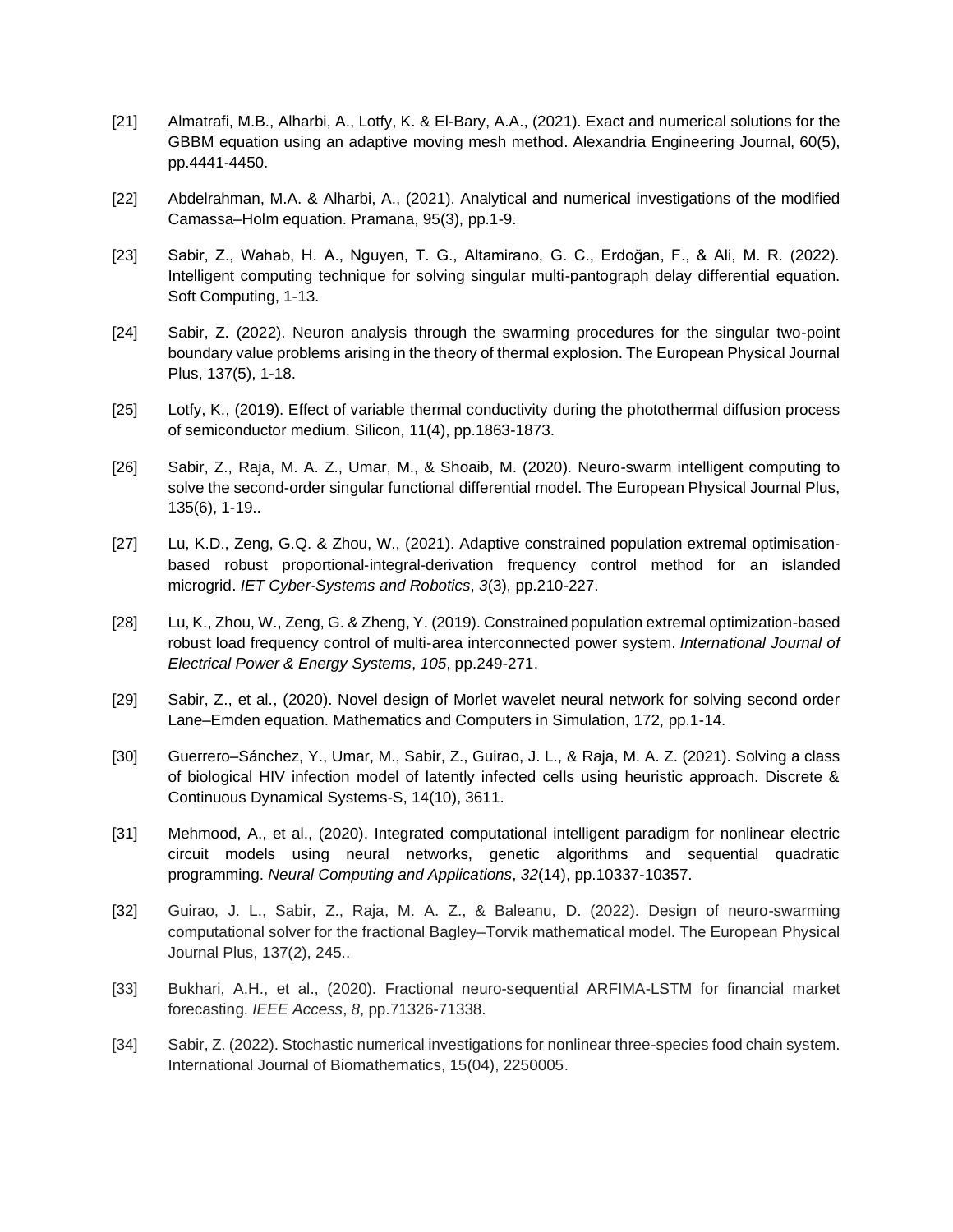[21] Almatrafi, M.B., Alharbi, A., Lotfy, K. & El-Bary, A.A., (2021). Exact and numerical solutions for the GBBM equation using an adaptive moving mesh method. Alexandria Engineering Journal, 60(5), pp.4441-4450.

[22] Abdelrahman, M.A. & Alharbi, A., (2021). Analytical and numerical investigations of the modified Camassa–Holm equation. Pramana, 95(3), pp.1-9.

[23] Sabir, Z., Wahab, H. A., Nguyen, T. G., Altamirano, G. C., Erdoğan, F., & Ali, M. R. (2022). Intelligent computing technique for solving singular multi-pantograph delay differential equation. Soft Computing, 1-13.

[24] Sabir, Z. (2022). Neuron analysis through the swarming procedures for the singular two-point boundary value problems arising in the theory of thermal explosion. The European Physical Journal Plus, 137(5), 1-18.

[25] Lotfy, K., (2019). Effect of variable thermal conductivity during the photothermal diffusion process of semiconductor medium. Silicon, 11(4), pp.1863-1873.

[26] Sabir, Z., Raja, M. A. Z., Umar, M., & Shoaib, M. (2020). Neuro-swarm intelligent computing to solve the second-order singular functional differential model. The European Physical Journal Plus, 135(6), 1-19..

[27] Lu, K.D., Zeng, G.Q. & Zhou, W., (2021). Adaptive constrained population extremal optimisation-based robust proportional-integral-derivation frequency control method for an islanded microgrid. *IET Cyber-Systems and Robotics*, *3*(3), pp.210-227.

[28] Lu, K., Zhou, W., Zeng, G. & Zheng, Y. (2019). Constrained population extremal optimization-based robust load frequency control of multi-area interconnected power system. *International Journal of Electrical Power & Energy Systems*, *105*, pp.249-271.

[29] Sabir, Z., et al., (2020). Novel design of Morlet wavelet neural network for solving second order Lane–Emden equation. Mathematics and Computers in Simulation, 172, pp.1-14.

[30] Guerrero–Sánchez, Y., Umar, M., Sabir, Z., Guirao, J. L., & Raja, M. A. Z. (2021). Solving a class of biological HIV infection model of latently infected cells using heuristic approach. Discrete & Continuous Dynamical Systems-S, 14(10), 3611.

[31] Mehmood, A., et al., (2020). Integrated computational intelligent paradigm for nonlinear electric circuit models using neural networks, genetic algorithms and sequential quadratic programming. *Neural Computing and Applications*, *32*(14), pp.10337-10357.

[32] Guirao, J. L., Sabir, Z., Raja, M. A. Z., & Baleanu, D. (2022). Design of neuro-swarming computational solver for the fractional Bagley–Torvik mathematical model. The European Physical Journal Plus, 137(2), 245..

[33] Bukhari, A.H., et al., (2020). Fractional neuro-sequential ARFIMA-LSTM for financial market forecasting. *IEEE Access*, *8*, pp.71326-71338.

[34] Sabir, Z. (2022). Stochastic numerical investigations for nonlinear three-species food chain system. International Journal of Biomathematics, 15(04), 2250005.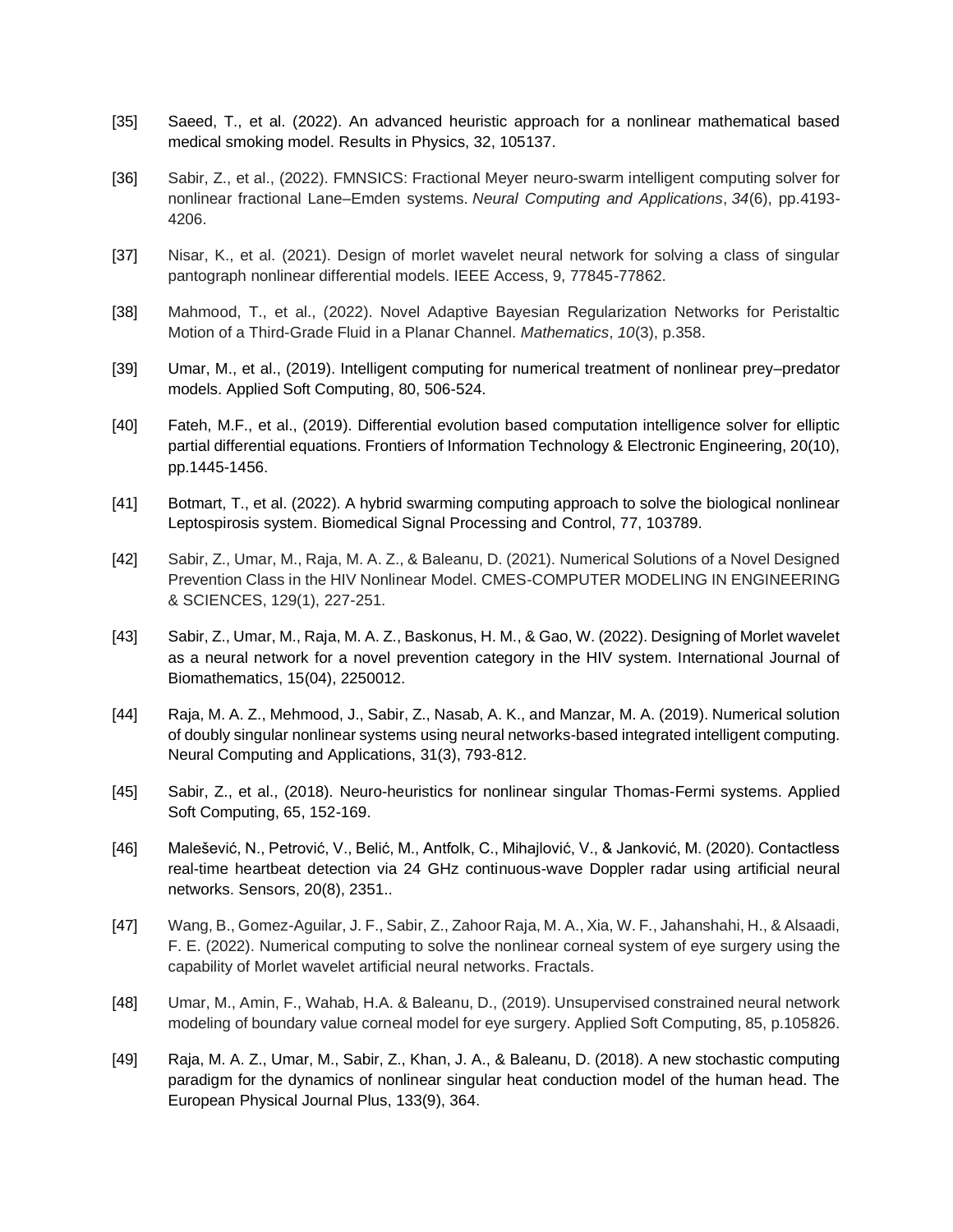[35] Saeed, T., et al. (2022). An advanced heuristic approach for a nonlinear mathematical based medical smoking model. Results in Physics, 32, 105137.

[36] Sabir, Z., et al., (2022). FMNSICS: Fractional Meyer neuro-swarm intelligent computing solver for nonlinear fractional Lane–Emden systems. *Neural Computing and Applications*, *34*(6), pp.4193-4206.

[37] Nisar, K., et al. (2021). Design of morlet wavelet neural network for solving a class of singular pantograph nonlinear differential models. IEEE Access, 9, 77845-77862.

[38] Mahmood, T., et al., (2022). Novel Adaptive Bayesian Regularization Networks for Peristaltic Motion of a Third-Grade Fluid in a Planar Channel. *Mathematics*, *10*(3), p.358.

[39] Umar, M., et al., (2019). Intelligent computing for numerical treatment of nonlinear prey–predator models. Applied Soft Computing, 80, 506-524.

[40] Fateh, M.F., et al., (2019). Differential evolution based computation intelligence solver for elliptic partial differential equations. Frontiers of Information Technology & Electronic Engineering, 20(10), pp.1445-1456.

[41] Botmart, T., et al. (2022). A hybrid swarming computing approach to solve the biological nonlinear Leptospirosis system. Biomedical Signal Processing and Control, 77, 103789.

[42] Sabir, Z., Umar, M., Raja, M. A. Z., & Baleanu, D. (2021). Numerical Solutions of a Novel Designed Prevention Class in the HIV Nonlinear Model. CMES-COMPUTER MODELING IN ENGINEERING & SCIENCES, 129(1), 227-251.

[43] Sabir, Z., Umar, M., Raja, M. A. Z., Baskonus, H. M., & Gao, W. (2022). Designing of Morlet wavelet as a neural network for a novel prevention category in the HIV system. International Journal of Biomathematics, 15(04), 2250012.

[44] Raja, M. A. Z., Mehmood, J., Sabir, Z., Nasab, A. K., and Manzar, M. A. (2019). Numerical solution of doubly singular nonlinear systems using neural networks-based integrated intelligent computing. Neural Computing and Applications, 31(3), 793-812.

[45] Sabir, Z., et al., (2018). Neuro-heuristics for nonlinear singular Thomas-Fermi systems. Applied Soft Computing, 65, 152-169.

[46] Malešević, N., Petrović, V., Belić, M., Antfolk, C., Mihajlović, V., & Janković, M. (2020). Contactless real-time heartbeat detection via 24 GHz continuous-wave Doppler radar using artificial neural networks. Sensors, 20(8), 2351..

[47] Wang, B., Gomez-Aguilar, J. F., Sabir, Z., Zahoor Raja, M. A., Xia, W. F., Jahanshahi, H., & Alsaadi, F. E. (2022). Numerical computing to solve the nonlinear corneal system of eye surgery using the capability of Morlet wavelet artificial neural networks. Fractals.

[48] Umar, M., Amin, F., Wahab, H.A. & Baleanu, D., (2019). Unsupervised constrained neural network modeling of boundary value corneal model for eye surgery. Applied Soft Computing, 85, p.105826.

[49] Raja, M. A. Z., Umar, M., Sabir, Z., Khan, J. A., & Baleanu, D. (2018). A new stochastic computing paradigm for the dynamics of nonlinear singular heat conduction model of the human head. The European Physical Journal Plus, 133(9), 364.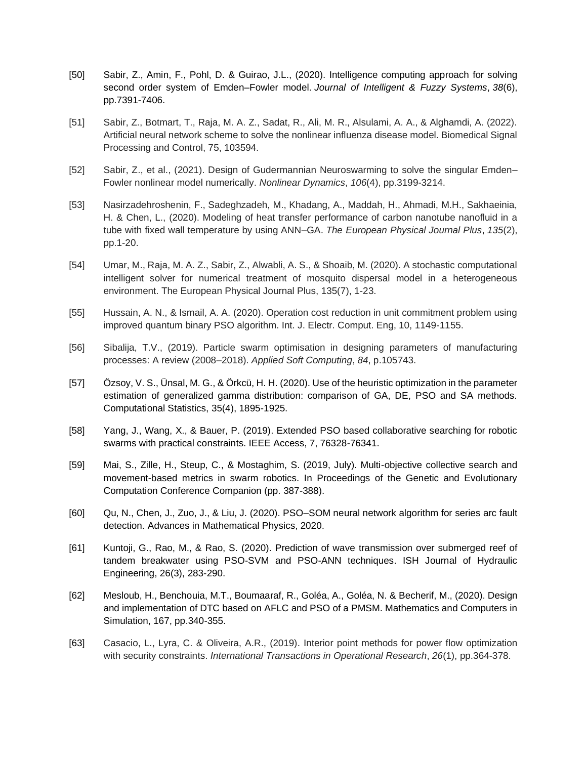[50] Sabir, Z., Amin, F., Pohl, D. & Guirao, J.L., (2020). Intelligence computing approach for solving second order system of Emden–Fowler model. *Journal of Intelligent & Fuzzy Systems*, *38*(6), pp.7391-7406.

[51] Sabir, Z., Botmart, T., Raja, M. A. Z., Sadat, R., Ali, M. R., Alsulami, A. A., & Alghamdi, A. (2022). Artificial neural network scheme to solve the nonlinear influenza disease model. Biomedical Signal Processing and Control, 75, 103594.

[52] Sabir, Z., et al., (2021). Design of Gudermannian Neuroswarming to solve the singular Emden–Fowler nonlinear model numerically. *Nonlinear Dynamics*, *106*(4), pp.3199-3214.

[53] Nasirzadehroshenin, F., Sadeghzadeh, M., Khadang, A., Maddah, H., Ahmadi, M.H., Sakhaeinia, H. & Chen, L., (2020). Modeling of heat transfer performance of carbon nanotube nanofluid in a tube with fixed wall temperature by using ANN–GA. *The European Physical Journal Plus*, *135*(2), pp.1-20.

[54] Umar, M., Raja, M. A. Z., Sabir, Z., Alwabli, A. S., & Shoaib, M. (2020). A stochastic computational intelligent solver for numerical treatment of mosquito dispersal model in a heterogeneous environment. The European Physical Journal Plus, 135(7), 1-23.

[55] Hussain, A. N., & Ismail, A. A. (2020). Operation cost reduction in unit commitment problem using improved quantum binary PSO algorithm. Int. J. Electr. Comput. Eng, 10, 1149-1155.

[56] Sibalija, T.V., (2019). Particle swarm optimisation in designing parameters of manufacturing processes: A review (2008–2018). *Applied Soft Computing*, *84*, p.105743.

[57] Özsoy, V. S., Ünsal, M. G., & Örkcü, H. H. (2020). Use of the heuristic optimization in the parameter estimation of generalized gamma distribution: comparison of GA, DE, PSO and SA methods. Computational Statistics, 35(4), 1895-1925.

[58] Yang, J., Wang, X., & Bauer, P. (2019). Extended PSO based collaborative searching for robotic swarms with practical constraints. IEEE Access, 7, 76328-76341.

[59] Mai, S., Zille, H., Steup, C., & Mostaghim, S. (2019, July). Multi-objective collective search and movement-based metrics in swarm robotics. In Proceedings of the Genetic and Evolutionary Computation Conference Companion (pp. 387-388).

[60] Qu, N., Chen, J., Zuo, J., & Liu, J. (2020). PSO–SOM neural network algorithm for series arc fault detection. Advances in Mathematical Physics, 2020.

[61] Kuntoji, G., Rao, M., & Rao, S. (2020). Prediction of wave transmission over submerged reef of tandem breakwater using PSO-SVM and PSO-ANN techniques. ISH Journal of Hydraulic Engineering, 26(3), 283-290.

[62] Mesloub, H., Benchouia, M.T., Boumaaraf, R., Goléa, A., Goléa, N. & Becherif, M., (2020). Design and implementation of DTC based on AFLC and PSO of a PMSM. Mathematics and Computers in Simulation, 167, pp.340-355.

[63] Casacio, L., Lyra, C. & Oliveira, A.R., (2019). Interior point methods for power flow optimization with security constraints. *International Transactions in Operational Research*, *26*(1), pp.364-378.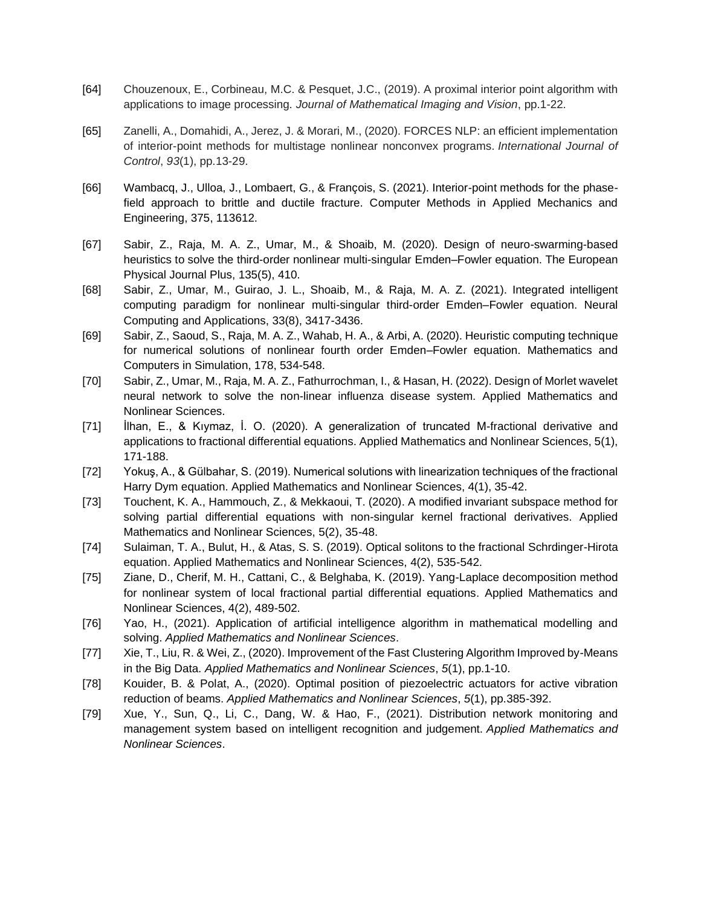[64] Chouzenoux, E., Corbineau, M.C. & Pesquet, J.C., (2019). A proximal interior point algorithm with applications to image processing. *Journal of Mathematical Imaging and Vision*, pp.1-22.

[65] Zanelli, A., Domahidi, A., Jerez, J. & Morari, M., (2020). FORCES NLP: an efficient implementation of interior-point methods for multistage nonlinear nonconvex programs. *International Journal of Control*, *93*(1), pp.13-29.

[66] Wambacq, J., Ulloa, J., Lombaert, G., & François, S. (2021). Interior-point methods for the phase-field approach to brittle and ductile fracture. Computer Methods in Applied Mechanics and Engineering, 375, 113612.

[67] Sabir, Z., Raja, M. A. Z., Umar, M., & Shoaib, M. (2020). Design of neuro-swarming-based heuristics to solve the third-order nonlinear multi-singular Emden–Fowler equation. The European Physical Journal Plus, 135(5), 410.

[68] Sabir, Z., Umar, M., Guirao, J. L., Shoaib, M., & Raja, M. A. Z. (2021). Integrated intelligent computing paradigm for nonlinear multi-singular third-order Emden–Fowler equation. Neural Computing and Applications, 33(8), 3417-3436.

[69] Sabir, Z., Saoud, S., Raja, M. A. Z., Wahab, H. A., & Arbi, A. (2020). Heuristic computing technique for numerical solutions of nonlinear fourth order Emden–Fowler equation. Mathematics and Computers in Simulation, 178, 534-548.

[70] Sabir, Z., Umar, M., Raja, M. A. Z., Fathurrochman, I., & Hasan, H. (2022). Design of Morlet wavelet neural network to solve the non-linear influenza disease system. Applied Mathematics and Nonlinear Sciences.

[71] İlhan, E., & Kıymaz, İ. O. (2020). A generalization of truncated M-fractional derivative and applications to fractional differential equations. Applied Mathematics and Nonlinear Sciences, 5(1), 171-188.

[72] Yokuş, A., & Gülbahar, S. (2019). Numerical solutions with linearization techniques of the fractional Harry Dym equation. Applied Mathematics and Nonlinear Sciences, 4(1), 35-42.

[73] Touchent, K. A., Hammouch, Z., & Mekkaoui, T. (2020). A modified invariant subspace method for solving partial differential equations with non-singular kernel fractional derivatives. Applied Mathematics and Nonlinear Sciences, 5(2), 35-48.

[74] Sulaiman, T. A., Bulut, H., & Atas, S. S. (2019). Optical solitons to the fractional Schrdinger-Hirota equation. Applied Mathematics and Nonlinear Sciences, 4(2), 535-542.

[75] Ziane, D., Cherif, M. H., Cattani, C., & Belghaba, K. (2019). Yang-Laplace decomposition method for nonlinear system of local fractional partial differential equations. Applied Mathematics and Nonlinear Sciences, 4(2), 489-502.

[76] Yao, H., (2021). Application of artificial intelligence algorithm in mathematical modelling and solving. *Applied Mathematics and Nonlinear Sciences*.

[77] Xie, T., Liu, R. & Wei, Z., (2020). Improvement of the Fast Clustering Algorithm Improved by-Means in the Big Data. *Applied Mathematics and Nonlinear Sciences*, *5*(1), pp.1-10.

[78] Kouider, B. & Polat, A., (2020). Optimal position of piezoelectric actuators for active vibration reduction of beams. *Applied Mathematics and Nonlinear Sciences*, *5*(1), pp.385-392.

[79] Xue, Y., Sun, Q., Li, C., Dang, W. & Hao, F., (2021). Distribution network monitoring and management system based on intelligent recognition and judgement. *Applied Mathematics and Nonlinear Sciences*.